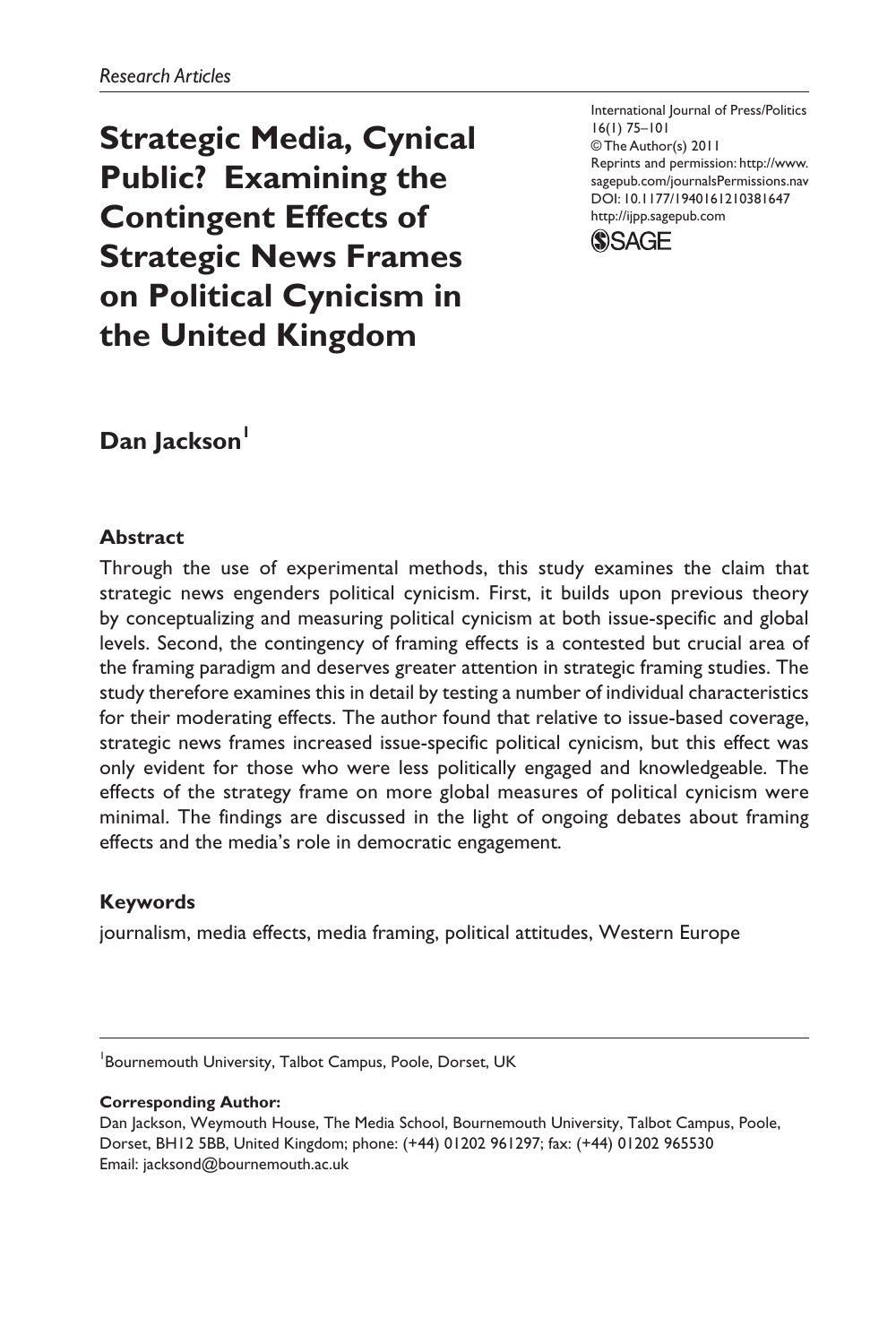*Research Articles*

# Strategic Media, Cynical Public? Examining the Contingent Effects of Strategic News Frames on Political Cynicism in the United Kingdom

International Journal of Press/Politics
16(1) 75–101
© The Author(s) 2011
Reprints and permission: http://www.sagepub.com/journalsPermissions.nav
DOI: 10.1177/1940161210381647
http://ijpp.sagepub.com

**Dan Jackson**[1]

## Abstract

Through the use of experimental methods, this study examines the claim that strategic news engenders political cynicism. First, it builds upon previous theory by conceptualizing and measuring political cynicism at both issue-specific and global levels. Second, the contingency of framing effects is a contested but crucial area of the framing paradigm and deserves greater attention in strategic framing studies. The study therefore examines this in detail by testing a number of individual characteristics for their moderating effects. The author found that relative to issue-based coverage, strategic news frames increased issue-specific political cynicism, but this effect was only evident for those who were less politically engaged and knowledgeable. The effects of the strategy frame on more global measures of political cynicism were minimal. The findings are discussed in the light of ongoing debates about framing effects and the media's role in democratic engagement.

## Keywords

journalism, media effects, media framing, political attitudes, Western Europe

---

[1]Bournemouth University, Talbot Campus, Poole, Dorset, UK

**Corresponding Author:**
Dan Jackson, Weymouth House, The Media School, Bournemouth University, Talbot Campus, Poole, Dorset, BH12 5BB, United Kingdom; phone: (+44) 01202 961297; fax: (+44) 01202 965530
Email: jacksond@bournemouth.ac.uk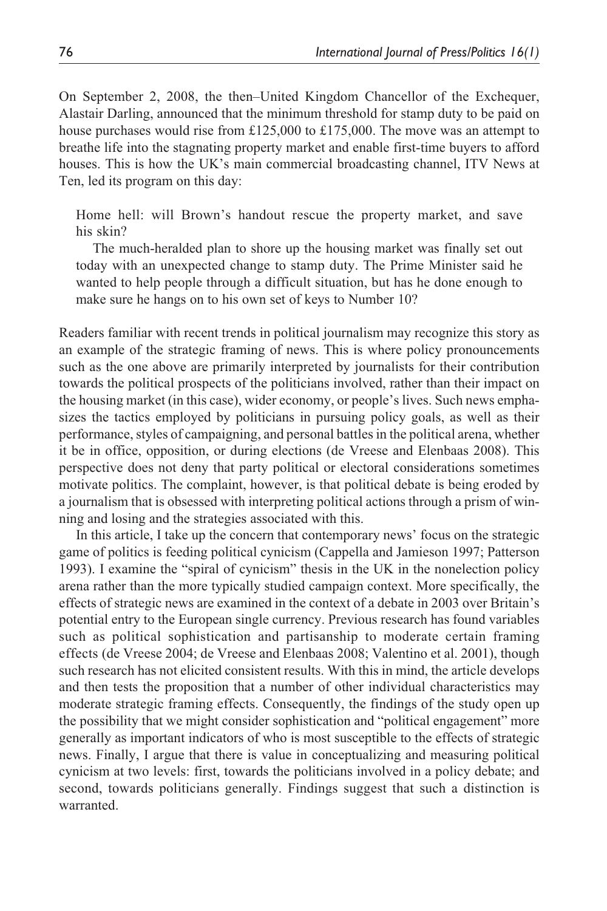On September 2, 2008, the then–United Kingdom Chancellor of the Exchequer, Alastair Darling, announced that the minimum threshold for stamp duty to be paid on house purchases would rise from £125,000 to £175,000. The move was an attempt to breathe life into the stagnating property market and enable first-time buyers to afford houses. This is how the UK's main commercial broadcasting channel, ITV News at Ten, led its program on this day:

> Home hell: will Brown's handout rescue the property market, and save his skin?
>
> The much-heralded plan to shore up the housing market was finally set out today with an unexpected change to stamp duty. The Prime Minister said he wanted to help people through a difficult situation, but has he done enough to make sure he hangs on to his own set of keys to Number 10?

Readers familiar with recent trends in political journalism may recognize this story as an example of the strategic framing of news. This is where policy pronouncements such as the one above are primarily interpreted by journalists for their contribution towards the political prospects of the politicians involved, rather than their impact on the housing market (in this case), wider economy, or people's lives. Such news emphasizes the tactics employed by politicians in pursuing policy goals, as well as their performance, styles of campaigning, and personal battles in the political arena, whether it be in office, opposition, or during elections (de Vreese and Elenbaas 2008). This perspective does not deny that party political or electoral considerations sometimes motivate politics. The complaint, however, is that political debate is being eroded by a journalism that is obsessed with interpreting political actions through a prism of winning and losing and the strategies associated with this.

In this article, I take up the concern that contemporary news' focus on the strategic game of politics is feeding political cynicism (Cappella and Jamieson 1997; Patterson 1993). I examine the "spiral of cynicism" thesis in the UK in the nonelection policy arena rather than the more typically studied campaign context. More specifically, the effects of strategic news are examined in the context of a debate in 2003 over Britain's potential entry to the European single currency. Previous research has found variables such as political sophistication and partisanship to moderate certain framing effects (de Vreese 2004; de Vreese and Elenbaas 2008; Valentino et al. 2001), though such research has not elicited consistent results. With this in mind, the article develops and then tests the proposition that a number of other individual characteristics may moderate strategic framing effects. Consequently, the findings of the study open up the possibility that we might consider sophistication and "political engagement" more generally as important indicators of who is most susceptible to the effects of strategic news. Finally, I argue that there is value in conceptualizing and measuring political cynicism at two levels: first, towards the politicians involved in a policy debate; and second, towards politicians generally. Findings suggest that such a distinction is warranted.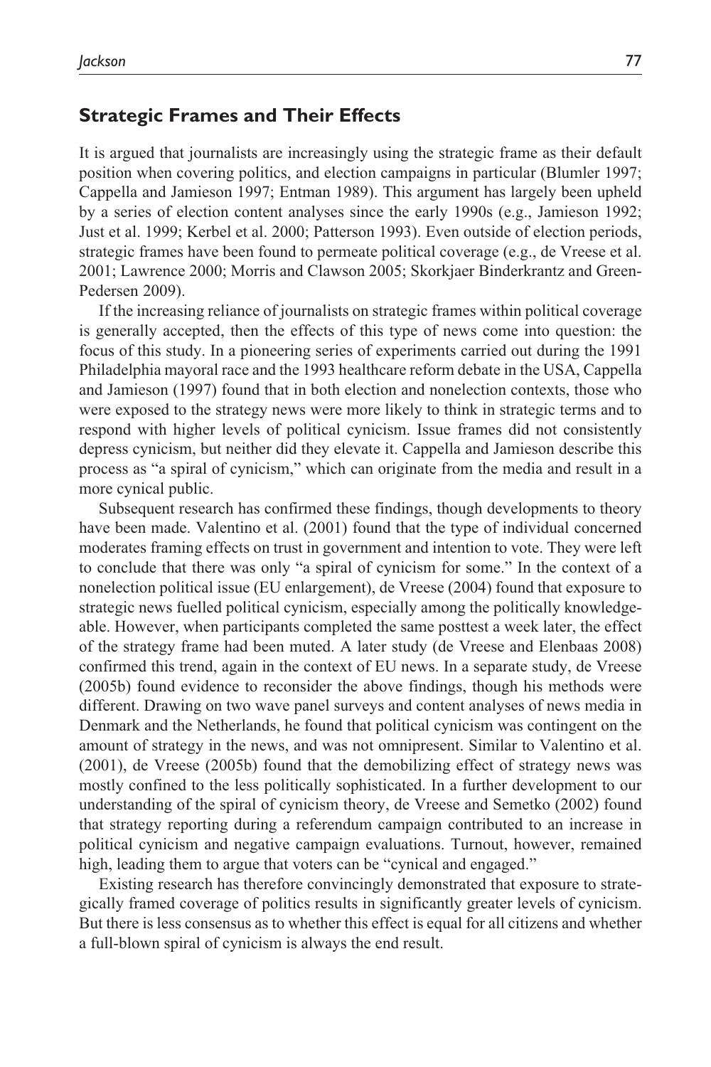## Strategic Frames and Their Effects

It is argued that journalists are increasingly using the strategic frame as their default position when covering politics, and election campaigns in particular (Blumler 1997; Cappella and Jamieson 1997; Entman 1989). This argument has largely been upheld by a series of election content analyses since the early 1990s (e.g., Jamieson 1992; Just et al. 1999; Kerbel et al. 2000; Patterson 1993). Even outside of election periods, strategic frames have been found to permeate political coverage (e.g., de Vreese et al. 2001; Lawrence 2000; Morris and Clawson 2005; Skorkjaer Binderkrantz and Green-Pedersen 2009).

If the increasing reliance of journalists on strategic frames within political coverage is generally accepted, then the effects of this type of news come into question: the focus of this study. In a pioneering series of experiments carried out during the 1991 Philadelphia mayoral race and the 1993 healthcare reform debate in the USA, Cappella and Jamieson (1997) found that in both election and nonelection contexts, those who were exposed to the strategy news were more likely to think in strategic terms and to respond with higher levels of political cynicism. Issue frames did not consistently depress cynicism, but neither did they elevate it. Cappella and Jamieson describe this process as "a spiral of cynicism," which can originate from the media and result in a more cynical public.

Subsequent research has confirmed these findings, though developments to theory have been made. Valentino et al. (2001) found that the type of individual concerned moderates framing effects on trust in government and intention to vote. They were left to conclude that there was only "a spiral of cynicism for some." In the context of a nonelection political issue (EU enlargement), de Vreese (2004) found that exposure to strategic news fuelled political cynicism, especially among the politically knowledgeable. However, when participants completed the same posttest a week later, the effect of the strategy frame had been muted. A later study (de Vreese and Elenbaas 2008) confirmed this trend, again in the context of EU news. In a separate study, de Vreese (2005b) found evidence to reconsider the above findings, though his methods were different. Drawing on two wave panel surveys and content analyses of news media in Denmark and the Netherlands, he found that political cynicism was contingent on the amount of strategy in the news, and was not omnipresent. Similar to Valentino et al. (2001), de Vreese (2005b) found that the demobilizing effect of strategy news was mostly confined to the less politically sophisticated. In a further development to our understanding of the spiral of cynicism theory, de Vreese and Semetko (2002) found that strategy reporting during a referendum campaign contributed to an increase in political cynicism and negative campaign evaluations. Turnout, however, remained high, leading them to argue that voters can be "cynical and engaged."

Existing research has therefore convincingly demonstrated that exposure to strategically framed coverage of politics results in significantly greater levels of cynicism. But there is less consensus as to whether this effect is equal for all citizens and whether a full-blown spiral of cynicism is always the end result.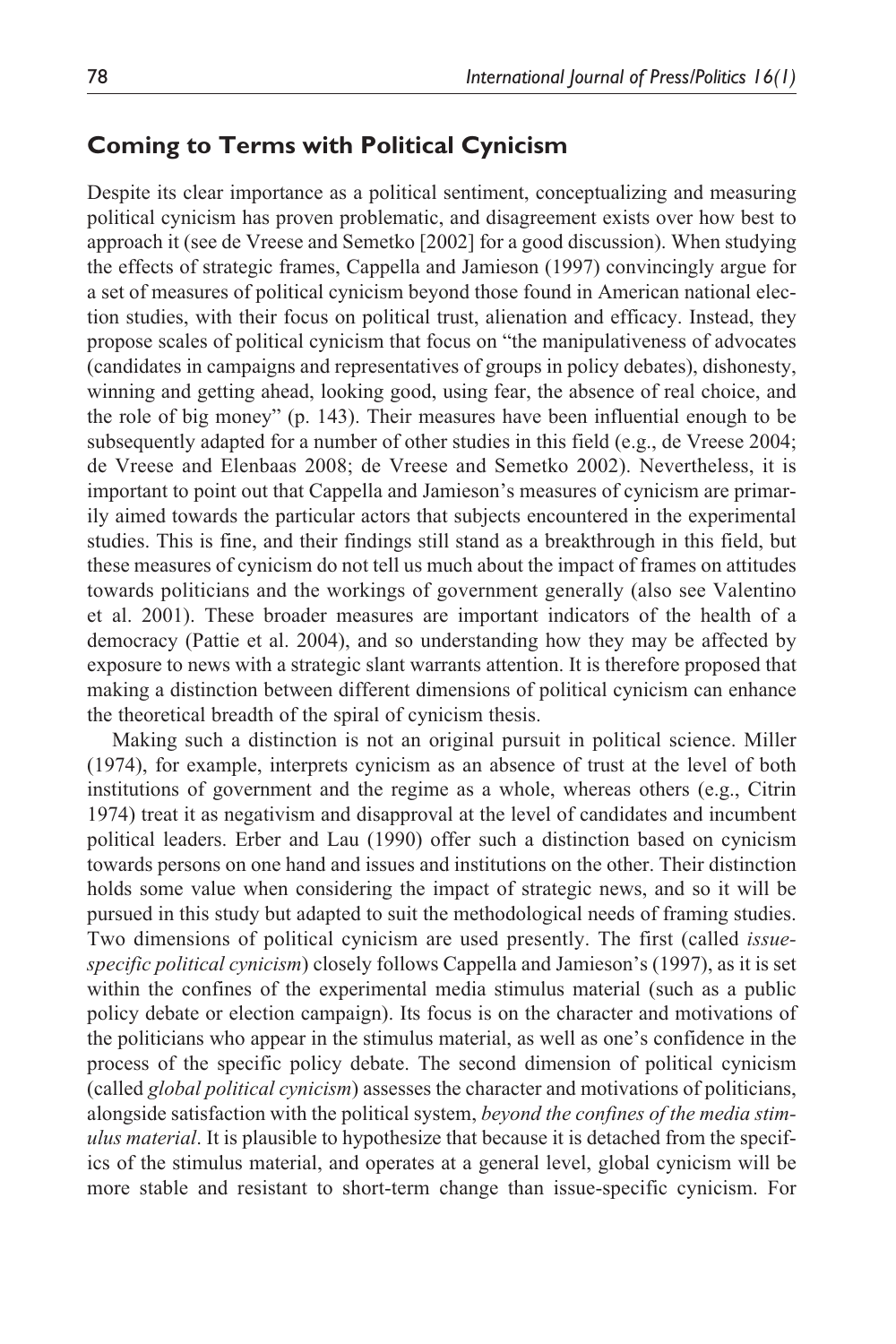## Coming to Terms with Political Cynicism

Despite its clear importance as a political sentiment, conceptualizing and measuring political cynicism has proven problematic, and disagreement exists over how best to approach it (see de Vreese and Semetko [2002] for a good discussion). When studying the effects of strategic frames, Cappella and Jamieson (1997) convincingly argue for a set of measures of political cynicism beyond those found in American national election studies, with their focus on political trust, alienation and efficacy. Instead, they propose scales of political cynicism that focus on "the manipulativeness of advocates (candidates in campaigns and representatives of groups in policy debates), dishonesty, winning and getting ahead, looking good, using fear, the absence of real choice, and the role of big money" (p. 143). Their measures have been influential enough to be subsequently adapted for a number of other studies in this field (e.g., de Vreese 2004; de Vreese and Elenbaas 2008; de Vreese and Semetko 2002). Nevertheless, it is important to point out that Cappella and Jamieson's measures of cynicism are primarily aimed towards the particular actors that subjects encountered in the experimental studies. This is fine, and their findings still stand as a breakthrough in this field, but these measures of cynicism do not tell us much about the impact of frames on attitudes towards politicians and the workings of government generally (also see Valentino et al. 2001). These broader measures are important indicators of the health of a democracy (Pattie et al. 2004), and so understanding how they may be affected by exposure to news with a strategic slant warrants attention. It is therefore proposed that making a distinction between different dimensions of political cynicism can enhance the theoretical breadth of the spiral of cynicism thesis.

Making such a distinction is not an original pursuit in political science. Miller (1974), for example, interprets cynicism as an absence of trust at the level of both institutions of government and the regime as a whole, whereas others (e.g., Citrin 1974) treat it as negativism and disapproval at the level of candidates and incumbent political leaders. Erber and Lau (1990) offer such a distinction based on cynicism towards persons on one hand and issues and institutions on the other. Their distinction holds some value when considering the impact of strategic news, and so it will be pursued in this study but adapted to suit the methodological needs of framing studies. Two dimensions of political cynicism are used presently. The first (called *issue-specific political cynicism*) closely follows Cappella and Jamieson's (1997), as it is set within the confines of the experimental media stimulus material (such as a public policy debate or election campaign). Its focus is on the character and motivations of the politicians who appear in the stimulus material, as well as one's confidence in the process of the specific policy debate. The second dimension of political cynicism (called *global political cynicism*) assesses the character and motivations of politicians, alongside satisfaction with the political system, *beyond the confines of the media stimulus material*. It is plausible to hypothesize that because it is detached from the specifics of the stimulus material, and operates at a general level, global cynicism will be more stable and resistant to short-term change than issue-specific cynicism. For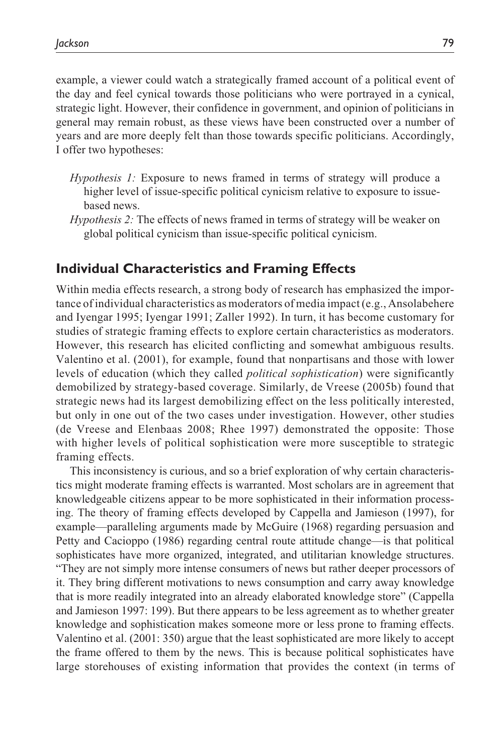example, a viewer could watch a strategically framed account of a political event of the day and feel cynical towards those politicians who were portrayed in a cynical, strategic light. However, their confidence in government, and opinion of politicians in general may remain robust, as these views have been constructed over a number of years and are more deeply felt than those towards specific politicians. Accordingly, I offer two hypotheses:

- *Hypothesis 1:* Exposure to news framed in terms of strategy will produce a higher level of issue-specific political cynicism relative to exposure to issue-based news.
- *Hypothesis 2:* The effects of news framed in terms of strategy will be weaker on global political cynicism than issue-specific political cynicism.

## Individual Characteristics and Framing Effects

Within media effects research, a strong body of research has emphasized the importance of individual characteristics as moderators of media impact (e.g., Ansolabehere and Iyengar 1995; Iyengar 1991; Zaller 1992). In turn, it has become customary for studies of strategic framing effects to explore certain characteristics as moderators. However, this research has elicited conflicting and somewhat ambiguous results. Valentino et al. (2001), for example, found that nonpartisans and those with lower levels of education (which they called *political sophistication*) were significantly demobilized by strategy-based coverage. Similarly, de Vreese (2005b) found that strategic news had its largest demobilizing effect on the less politically interested, but only in one out of the two cases under investigation. However, other studies (de Vreese and Elenbaas 2008; Rhee 1997) demonstrated the opposite: Those with higher levels of political sophistication were more susceptible to strategic framing effects.

This inconsistency is curious, and so a brief exploration of why certain characteristics might moderate framing effects is warranted. Most scholars are in agreement that knowledgeable citizens appear to be more sophisticated in their information processing. The theory of framing effects developed by Cappella and Jamieson (1997), for example—paralleling arguments made by McGuire (1968) regarding persuasion and Petty and Cacioppo (1986) regarding central route attitude change—is that political sophisticates have more organized, integrated, and utilitarian knowledge structures. "They are not simply more intense consumers of news but rather deeper processors of it. They bring different motivations to news consumption and carry away knowledge that is more readily integrated into an already elaborated knowledge store" (Cappella and Jamieson 1997: 199). But there appears to be less agreement as to whether greater knowledge and sophistication makes someone more or less prone to framing effects. Valentino et al. (2001: 350) argue that the least sophisticated are more likely to accept the frame offered to them by the news. This is because political sophisticates have large storehouses of existing information that provides the context (in terms of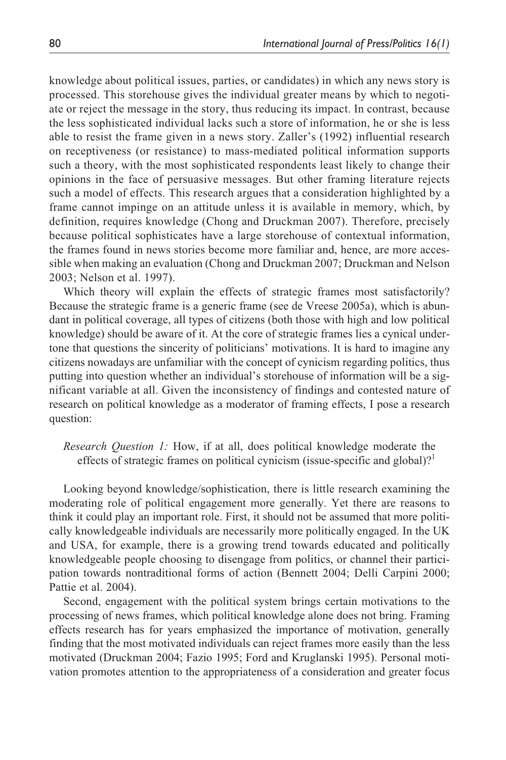knowledge about political issues, parties, or candidates) in which any news story is processed. This storehouse gives the individual greater means by which to negotiate or reject the message in the story, thus reducing its impact. In contrast, because the less sophisticated individual lacks such a store of information, he or she is less able to resist the frame given in a news story. Zaller's (1992) influential research on receptiveness (or resistance) to mass-mediated political information supports such a theory, with the most sophisticated respondents least likely to change their opinions in the face of persuasive messages. But other framing literature rejects such a model of effects. This research argues that a consideration highlighted by a frame cannot impinge on an attitude unless it is available in memory, which, by definition, requires knowledge (Chong and Druckman 2007). Therefore, precisely because political sophisticates have a large storehouse of contextual information, the frames found in news stories become more familiar and, hence, are more accessible when making an evaluation (Chong and Druckman 2007; Druckman and Nelson 2003; Nelson et al. 1997).

Which theory will explain the effects of strategic frames most satisfactorily? Because the strategic frame is a generic frame (see de Vreese 2005a), which is abundant in political coverage, all types of citizens (both those with high and low political knowledge) should be aware of it. At the core of strategic frames lies a cynical undertone that questions the sincerity of politicians' motivations. It is hard to imagine any citizens nowadays are unfamiliar with the concept of cynicism regarding politics, thus putting into question whether an individual's storehouse of information will be a significant variable at all. Given the inconsistency of findings and contested nature of research on political knowledge as a moderator of framing effects, I pose a research question:

> *Research Question 1:* How, if at all, does political knowledge moderate the effects of strategic frames on political cynicism (issue-specific and global)?[1]

Looking beyond knowledge/sophistication, there is little research examining the moderating role of political engagement more generally. Yet there are reasons to think it could play an important role. First, it should not be assumed that more politically knowledgeable individuals are necessarily more politically engaged. In the UK and USA, for example, there is a growing trend towards educated and politically knowledgeable people choosing to disengage from politics, or channel their participation towards nontraditional forms of action (Bennett 2004; Delli Carpini 2000; Pattie et al. 2004).

Second, engagement with the political system brings certain motivations to the processing of news frames, which political knowledge alone does not bring. Framing effects research has for years emphasized the importance of motivation, generally finding that the most motivated individuals can reject frames more easily than the less motivated (Druckman 2004; Fazio 1995; Ford and Kruglanski 1995). Personal motivation promotes attention to the appropriateness of a consideration and greater focus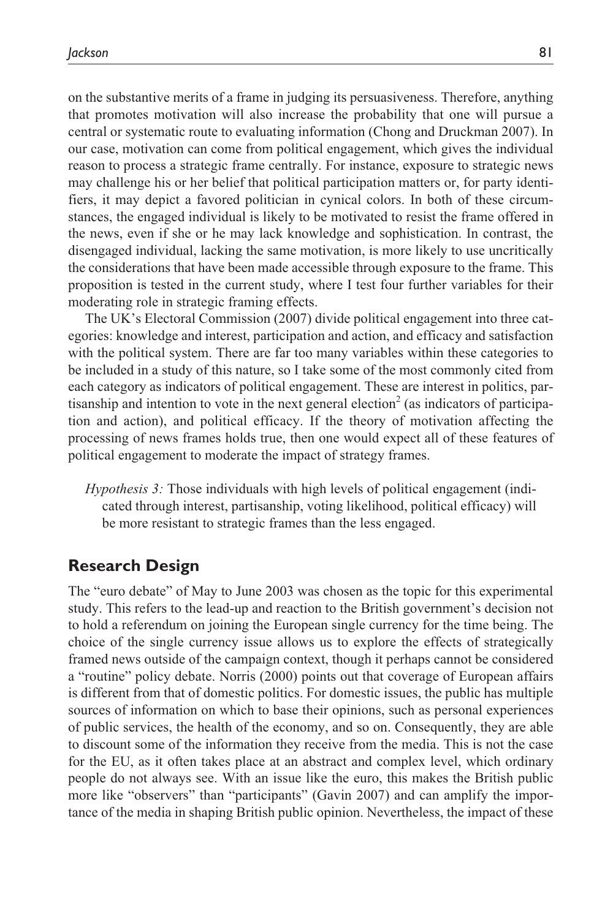on the substantive merits of a frame in judging its persuasiveness. Therefore, anything that promotes motivation will also increase the probability that one will pursue a central or systematic route to evaluating information (Chong and Druckman 2007). In our case, motivation can come from political engagement, which gives the individual reason to process a strategic frame centrally. For instance, exposure to strategic news may challenge his or her belief that political participation matters or, for party identifiers, it may depict a favored politician in cynical colors. In both of these circumstances, the engaged individual is likely to be motivated to resist the frame offered in the news, even if she or he may lack knowledge and sophistication. In contrast, the disengaged individual, lacking the same motivation, is more likely to use uncritically the considerations that have been made accessible through exposure to the frame. This proposition is tested in the current study, where I test four further variables for their moderating role in strategic framing effects.

The UK's Electoral Commission (2007) divide political engagement into three categories: knowledge and interest, participation and action, and efficacy and satisfaction with the political system. There are far too many variables within these categories to be included in a study of this nature, so I take some of the most commonly cited from each category as indicators of political engagement. These are interest in politics, partisanship and intention to vote in the next general election[2] (as indicators of participation and action), and political efficacy. If the theory of motivation affecting the processing of news frames holds true, then one would expect all of these features of political engagement to moderate the impact of strategy frames.

> *Hypothesis 3:* Those individuals with high levels of political engagement (indicated through interest, partisanship, voting likelihood, political efficacy) will be more resistant to strategic frames than the less engaged.

## Research Design

The "euro debate" of May to June 2003 was chosen as the topic for this experimental study. This refers to the lead-up and reaction to the British government's decision not to hold a referendum on joining the European single currency for the time being. The choice of the single currency issue allows us to explore the effects of strategically framed news outside of the campaign context, though it perhaps cannot be considered a "routine" policy debate. Norris (2000) points out that coverage of European affairs is different from that of domestic politics. For domestic issues, the public has multiple sources of information on which to base their opinions, such as personal experiences of public services, the health of the economy, and so on. Consequently, they are able to discount some of the information they receive from the media. This is not the case for the EU, as it often takes place at an abstract and complex level, which ordinary people do not always see. With an issue like the euro, this makes the British public more like "observers" than "participants" (Gavin 2007) and can amplify the importance of the media in shaping British public opinion. Nevertheless, the impact of these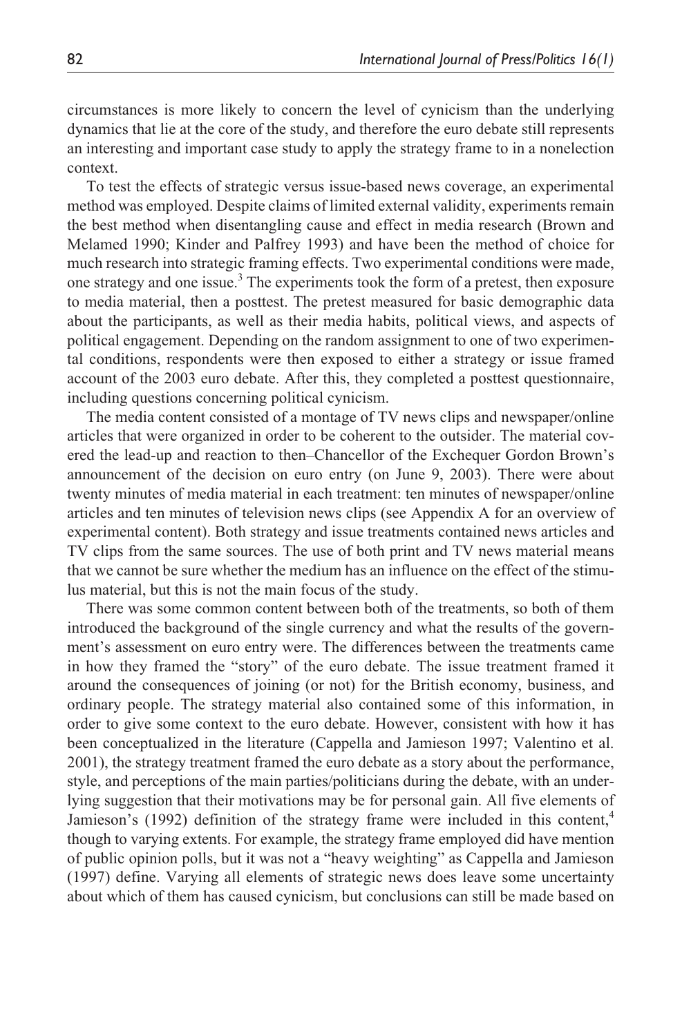circumstances is more likely to concern the level of cynicism than the underlying dynamics that lie at the core of the study, and therefore the euro debate still represents an interesting and important case study to apply the strategy frame to in a nonelection context.

To test the effects of strategic versus issue-based news coverage, an experimental method was employed. Despite claims of limited external validity, experiments remain the best method when disentangling cause and effect in media research (Brown and Melamed 1990; Kinder and Palfrey 1993) and have been the method of choice for much research into strategic framing effects. Two experimental conditions were made, one strategy and one issue.[3] The experiments took the form of a pretest, then exposure to media material, then a posttest. The pretest measured for basic demographic data about the participants, as well as their media habits, political views, and aspects of political engagement. Depending on the random assignment to one of two experimental conditions, respondents were then exposed to either a strategy or issue framed account of the 2003 euro debate. After this, they completed a posttest questionnaire, including questions concerning political cynicism.

The media content consisted of a montage of TV news clips and newspaper/online articles that were organized in order to be coherent to the outsider. The material covered the lead-up and reaction to then–Chancellor of the Exchequer Gordon Brown's announcement of the decision on euro entry (on June 9, 2003). There were about twenty minutes of media material in each treatment: ten minutes of newspaper/online articles and ten minutes of television news clips (see Appendix A for an overview of experimental content). Both strategy and issue treatments contained news articles and TV clips from the same sources. The use of both print and TV news material means that we cannot be sure whether the medium has an influence on the effect of the stimulus material, but this is not the main focus of the study.

There was some common content between both of the treatments, so both of them introduced the background of the single currency and what the results of the government's assessment on euro entry were. The differences between the treatments came in how they framed the "story" of the euro debate. The issue treatment framed it around the consequences of joining (or not) for the British economy, business, and ordinary people. The strategy material also contained some of this information, in order to give some context to the euro debate. However, consistent with how it has been conceptualized in the literature (Cappella and Jamieson 1997; Valentino et al. 2001), the strategy treatment framed the euro debate as a story about the performance, style, and perceptions of the main parties/politicians during the debate, with an underlying suggestion that their motivations may be for personal gain. All five elements of Jamieson's (1992) definition of the strategy frame were included in this content,[4] though to varying extents. For example, the strategy frame employed did have mention of public opinion polls, but it was not a "heavy weighting" as Cappella and Jamieson (1997) define. Varying all elements of strategic news does leave some uncertainty about which of them has caused cynicism, but conclusions can still be made based on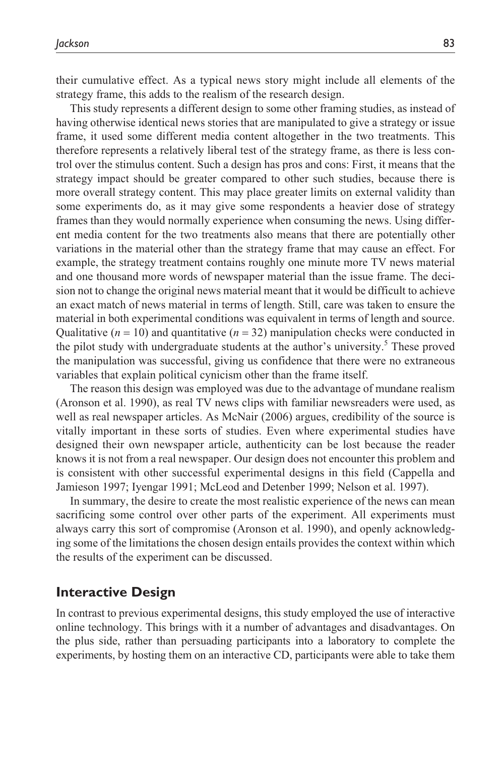their cumulative effect. As a typical news story might include all elements of the strategy frame, this adds to the realism of the research design.

This study represents a different design to some other framing studies, as instead of having otherwise identical news stories that are manipulated to give a strategy or issue frame, it used some different media content altogether in the two treatments. This therefore represents a relatively liberal test of the strategy frame, as there is less control over the stimulus content. Such a design has pros and cons: First, it means that the strategy impact should be greater compared to other such studies, because there is more overall strategy content. This may place greater limits on external validity than some experiments do, as it may give some respondents a heavier dose of strategy frames than they would normally experience when consuming the news. Using different media content for the two treatments also means that there are potentially other variations in the material other than the strategy frame that may cause an effect. For example, the strategy treatment contains roughly one minute more TV news material and one thousand more words of newspaper material than the issue frame. The decision not to change the original news material meant that it would be difficult to achieve an exact match of news material in terms of length. Still, care was taken to ensure the material in both experimental conditions was equivalent in terms of length and source. Qualitative ($n = 10$) and quantitative ($n = 32$) manipulation checks were conducted in the pilot study with undergraduate students at the author's university.[5] These proved the manipulation was successful, giving us confidence that there were no extraneous variables that explain political cynicism other than the frame itself.

The reason this design was employed was due to the advantage of mundane realism (Aronson et al. 1990), as real TV news clips with familiar newsreaders were used, as well as real newspaper articles. As McNair (2006) argues, credibility of the source is vitally important in these sorts of studies. Even where experimental studies have designed their own newspaper article, authenticity can be lost because the reader knows it is not from a real newspaper. Our design does not encounter this problem and is consistent with other successful experimental designs in this field (Cappella and Jamieson 1997; Iyengar 1991; McLeod and Detenber 1999; Nelson et al. 1997).

In summary, the desire to create the most realistic experience of the news can mean sacrificing some control over other parts of the experiment. All experiments must always carry this sort of compromise (Aronson et al. 1990), and openly acknowledging some of the limitations the chosen design entails provides the context within which the results of the experiment can be discussed.

## Interactive Design

In contrast to previous experimental designs, this study employed the use of interactive online technology. This brings with it a number of advantages and disadvantages. On the plus side, rather than persuading participants into a laboratory to complete the experiments, by hosting them on an interactive CD, participants were able to take them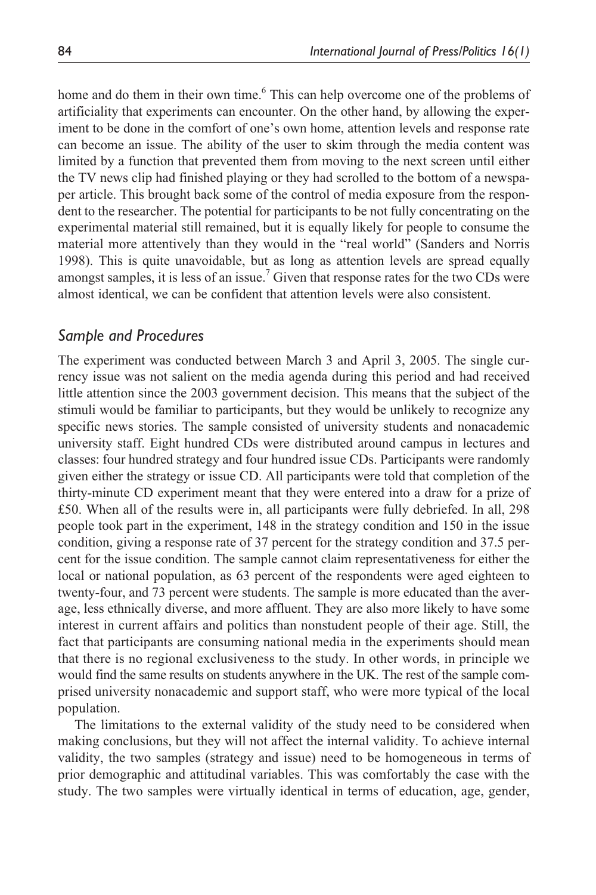home and do them in their own time.[6] This can help overcome one of the problems of artificiality that experiments can encounter. On the other hand, by allowing the experiment to be done in the comfort of one's own home, attention levels and response rate can become an issue. The ability of the user to skim through the media content was limited by a function that prevented them from moving to the next screen until either the TV news clip had finished playing or they had scrolled to the bottom of a newspaper article. This brought back some of the control of media exposure from the respondent to the researcher. The potential for participants to be not fully concentrating on the experimental material still remained, but it is equally likely for people to consume the material more attentively than they would in the "real world" (Sanders and Norris 1998). This is quite unavoidable, but as long as attention levels are spread equally amongst samples, it is less of an issue.[7] Given that response rates for the two CDs were almost identical, we can be confident that attention levels were also consistent.

## *Sample and Procedures*

The experiment was conducted between March 3 and April 3, 2005. The single currency issue was not salient on the media agenda during this period and had received little attention since the 2003 government decision. This means that the subject of the stimuli would be familiar to participants, but they would be unlikely to recognize any specific news stories. The sample consisted of university students and nonacademic university staff. Eight hundred CDs were distributed around campus in lectures and classes: four hundred strategy and four hundred issue CDs. Participants were randomly given either the strategy or issue CD. All participants were told that completion of the thirty-minute CD experiment meant that they were entered into a draw for a prize of £50. When all of the results were in, all participants were fully debriefed. In all, 298 people took part in the experiment, 148 in the strategy condition and 150 in the issue condition, giving a response rate of 37 percent for the strategy condition and 37.5 percent for the issue condition. The sample cannot claim representativeness for either the local or national population, as 63 percent of the respondents were aged eighteen to twenty-four, and 73 percent were students. The sample is more educated than the average, less ethnically diverse, and more affluent. They are also more likely to have some interest in current affairs and politics than nonstudent people of their age. Still, the fact that participants are consuming national media in the experiments should mean that there is no regional exclusiveness to the study. In other words, in principle we would find the same results on students anywhere in the UK. The rest of the sample comprised university nonacademic and support staff, who were more typical of the local population.

The limitations to the external validity of the study need to be considered when making conclusions, but they will not affect the internal validity. To achieve internal validity, the two samples (strategy and issue) need to be homogeneous in terms of prior demographic and attitudinal variables. This was comfortably the case with the study. The two samples were virtually identical in terms of education, age, gender,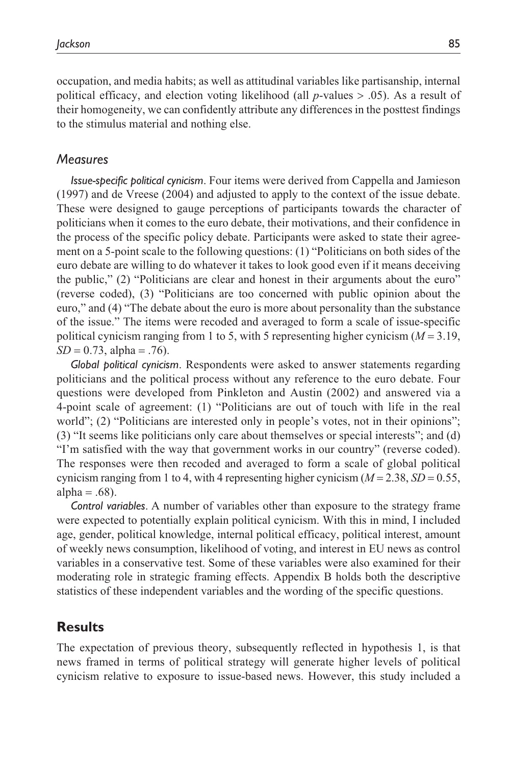occupation, and media habits; as well as attitudinal variables like partisanship, internal political efficacy, and election voting likelihood (all $p$-values > .05). As a result of their homogeneity, we can confidently attribute any differences in the posttest findings to the stimulus material and nothing else.

### Measures

*Issue-specific political cynicism*. Four items were derived from Cappella and Jamieson (1997) and de Vreese (2004) and adjusted to apply to the context of the issue debate. These were designed to gauge perceptions of participants towards the character of politicians when it comes to the euro debate, their motivations, and their confidence in the process of the specific policy debate. Participants were asked to state their agreement on a 5-point scale to the following questions: (1) "Politicians on both sides of the euro debate are willing to do whatever it takes to look good even if it means deceiving the public," (2) "Politicians are clear and honest in their arguments about the euro" (reverse coded), (3) "Politicians are too concerned with public opinion about the euro," and (4) "The debate about the euro is more about personality than the substance of the issue." The items were recoded and averaged to form a scale of issue-specific political cynicism ranging from 1 to 5, with 5 representing higher cynicism ($M = 3.19$, $SD = 0.73$, alpha = .76).

*Global political cynicism*. Respondents were asked to answer statements regarding politicians and the political process without any reference to the euro debate. Four questions were developed from Pinkleton and Austin (2002) and answered via a 4-point scale of agreement: (1) "Politicians are out of touch with life in the real world"; (2) "Politicians are interested only in people's votes, not in their opinions"; (3) "It seems like politicians only care about themselves or special interests"; and (d) "I'm satisfied with the way that government works in our country" (reverse coded). The responses were then recoded and averaged to form a scale of global political cynicism ranging from 1 to 4, with 4 representing higher cynicism ($M = 2.38$, $SD = 0.55$, alpha = .68).

*Control variables*. A number of variables other than exposure to the strategy frame were expected to potentially explain political cynicism. With this in mind, I included age, gender, political knowledge, internal political efficacy, political interest, amount of weekly news consumption, likelihood of voting, and interest in EU news as control variables in a conservative test. Some of these variables were also examined for their moderating role in strategic framing effects. Appendix B holds both the descriptive statistics of these independent variables and the wording of the specific questions.

## Results

The expectation of previous theory, subsequently reflected in hypothesis 1, is that news framed in terms of political strategy will generate higher levels of political cynicism relative to exposure to issue-based news. However, this study included a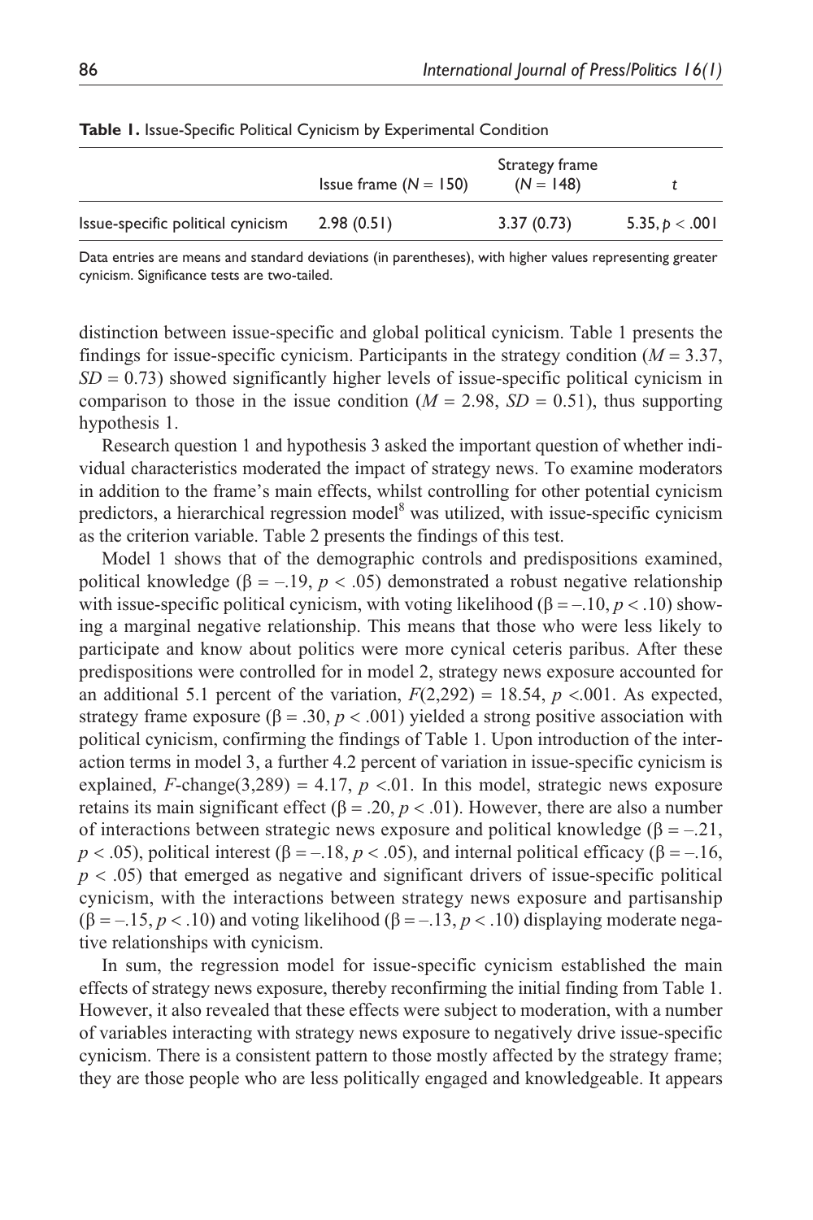**Table 1.** Issue-Specific Political Cynicism by Experimental Condition

| | Issue frame ($N = 150$) | Strategy frame ($N = 148$) | $t$ |
|---|---|---|---|
| Issue-specific political cynicism | 2.98 (0.51) | 3.37 (0.73) | 5.35, $p < .001$ |

Data entries are means and standard deviations (in parentheses), with higher values representing greater cynicism. Significance tests are two-tailed.

distinction between issue-specific and global political cynicism. Table 1 presents the findings for issue-specific cynicism. Participants in the strategy condition ($M = 3.37$, $SD = 0.73$) showed significantly higher levels of issue-specific political cynicism in comparison to those in the issue condition ($M = 2.98$, $SD = 0.51$), thus supporting hypothesis 1.

Research question 1 and hypothesis 3 asked the important question of whether individual characteristics moderated the impact of strategy news. To examine moderators in addition to the frame's main effects, whilst controlling for other potential cynicism predictors, a hierarchical regression model[8] was utilized, with issue-specific cynicism as the criterion variable. Table 2 presents the findings of this test.

Model 1 shows that of the demographic controls and predispositions examined, political knowledge ($\beta = -.19$, $p < .05$) demonstrated a robust negative relationship with issue-specific political cynicism, with voting likelihood ($\beta = -.10$, $p < .10$) showing a marginal negative relationship. This means that those who were less likely to participate and know about politics were more cynical ceteris paribus. After these predispositions were controlled for in model 2, strategy news exposure accounted for an additional 5.1 percent of the variation, $F(2,292) = 18.54$, $p < .001$. As expected, strategy frame exposure ($\beta = .30$, $p < .001$) yielded a strong positive association with political cynicism, confirming the findings of Table 1. Upon introduction of the interaction terms in model 3, a further 4.2 percent of variation in issue-specific cynicism is explained, $F$-change$(3,289) = 4.17$, $p < .01$. In this model, strategic news exposure retains its main significant effect ($\beta = .20$, $p < .01$). However, there are also a number of interactions between strategic news exposure and political knowledge ($\beta = -.21$, $p < .05$), political interest ($\beta = -.18$, $p < .05$), and internal political efficacy ($\beta = -.16$, $p < .05$) that emerged as negative and significant drivers of issue-specific political cynicism, with the interactions between strategy news exposure and partisanship ($\beta = -.15$, $p < .10$) and voting likelihood ($\beta = -.13$, $p < .10$) displaying moderate negative relationships with cynicism.

In sum, the regression model for issue-specific cynicism established the main effects of strategy news exposure, thereby reconfirming the initial finding from Table 1. However, it also revealed that these effects were subject to moderation, with a number of variables interacting with strategy news exposure to negatively drive issue-specific cynicism. There is a consistent pattern to those mostly affected by the strategy frame; they are those people who are less politically engaged and knowledgeable. It appears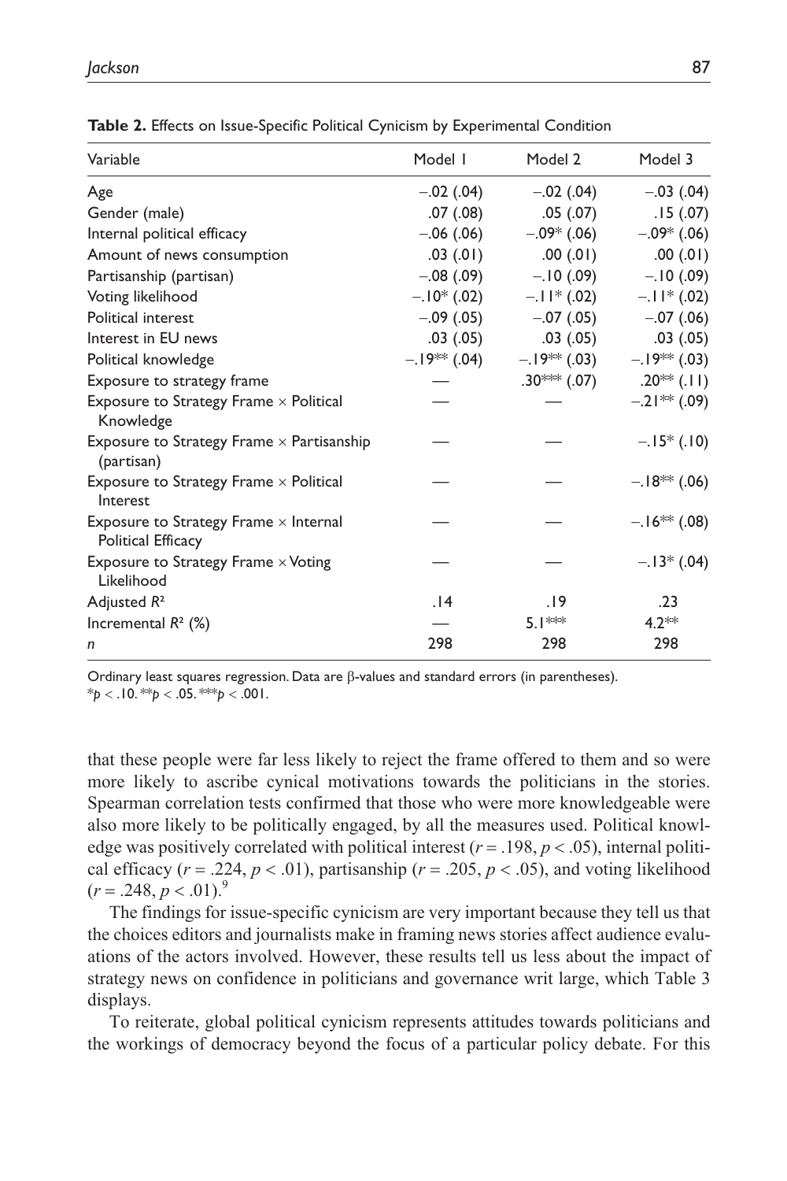**Table 2.** Effects on Issue-Specific Political Cynicism by Experimental Condition

| Variable | Model 1 | Model 2 | Model 3 |
|---|---|---|---|
| Age | −.02 (.04) | −.02 (.04) | −.03 (.04) |
| Gender (male) | .07 (.08) | .05 (.07) | .15 (.07) |
| Internal political efficacy | −.06 (.06) | −.09* (.06) | −.09* (.06) |
| Amount of news consumption | .03 (.01) | .00 (.01) | .00 (.01) |
| Partisanship (partisan) | −.08 (.09) | −.10 (.09) | −.10 (.09) |
| Voting likelihood | −.10* (.02) | −.11* (.02) | −.11* (.02) |
| Political interest | −.09 (.05) | −.07 (.05) | −.07 (.06) |
| Interest in EU news | .03 (.05) | .03 (.05) | .03 (.05) |
| Political knowledge | −.19** (.04) | −.19** (.03) | −.19** (.03) |
| Exposure to strategy frame | — | .30*** (.07) | .20** (.11) |
| Exposure to Strategy Frame × Political Knowledge | — | — | −.21** (.09) |
| Exposure to Strategy Frame × Partisanship (partisan) | — | — | −.15* (.10) |
| Exposure to Strategy Frame × Political Interest | — | — | −.18** (.06) |
| Exposure to Strategy Frame × Internal Political Efficacy | — | — | −.16** (.08) |
| Exposure to Strategy Frame × Voting Likelihood | — | — | −.13* (.04) |
| Adjusted $R^2$ | .14 | .19 | .23 |
| Incremental $R^2$ (%) | — | 5.1*** | 4.2** |
| $n$ | 298 | 298 | 298 |

Ordinary least squares regression. Data are β-values and standard errors (in parentheses).
*$p < .10$. **$p < .05$. ***$p < .001$.

that these people were far less likely to reject the frame offered to them and so were more likely to ascribe cynical motivations towards the politicians in the stories. Spearman correlation tests confirmed that those who were more knowledgeable were also more likely to be politically engaged, by all the measures used. Political knowledge was positively correlated with political interest ($r = .198$, $p < .05$), internal political efficacy ($r = .224$, $p < .01$), partisanship ($r = .205$, $p < .05$), and voting likelihood ($r = .248$, $p < .01$).[9]

The findings for issue-specific cynicism are very important because they tell us that the choices editors and journalists make in framing news stories affect audience evaluations of the actors involved. However, these results tell us less about the impact of strategy news on confidence in politicians and governance writ large, which Table 3 displays.

To reiterate, global political cynicism represents attitudes towards politicians and the workings of democracy beyond the focus of a particular policy debate. For this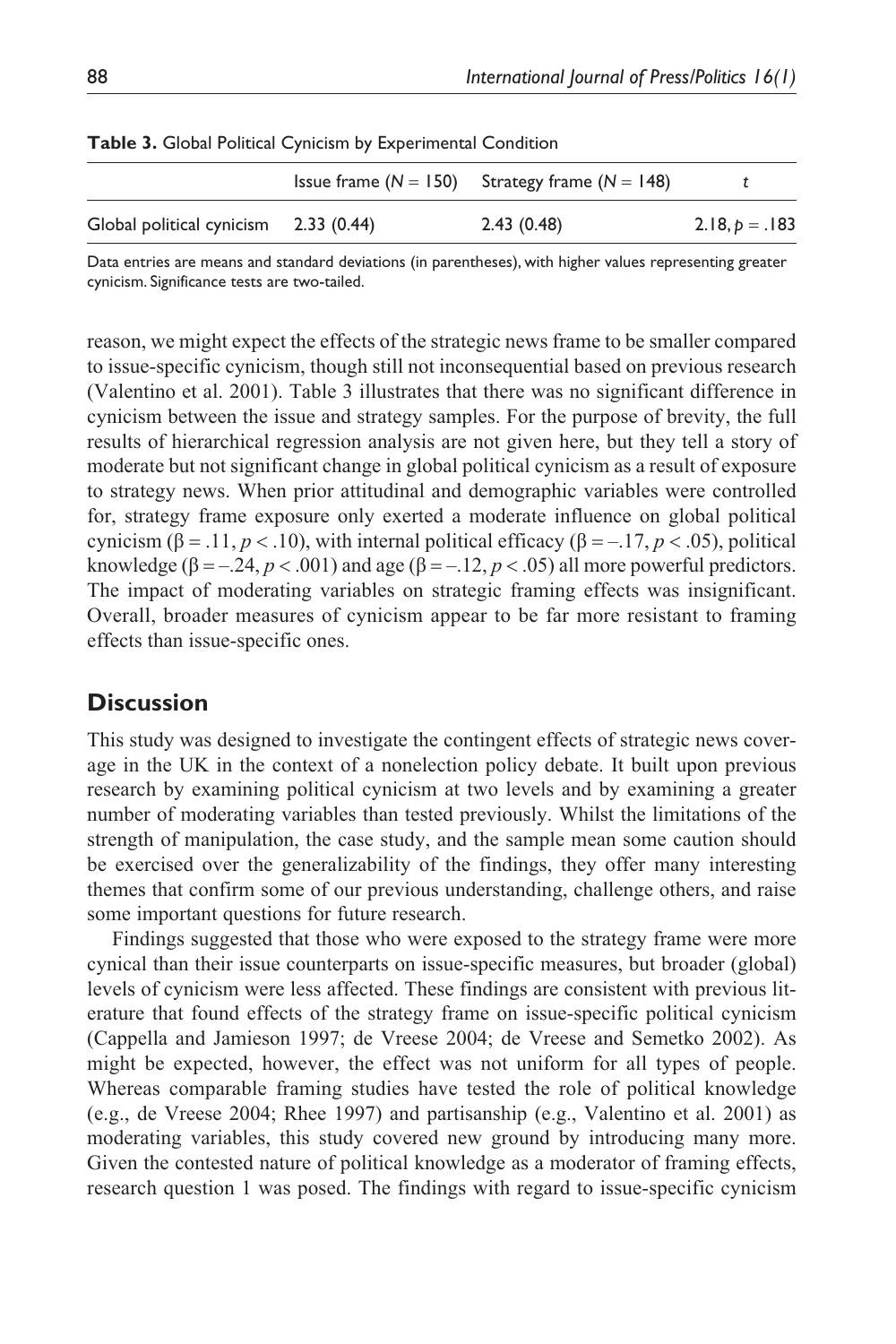**Table 3.** Global Political Cynicism by Experimental Condition

| | Issue frame ($N = 150$) | Strategy frame ($N = 148$) | $t$ |
|---|---|---|---|
| Global political cynicism | 2.33 (0.44) | 2.43 (0.48) | 2.18, $p = .183$ |

Data entries are means and standard deviations (in parentheses), with higher values representing greater cynicism. Significance tests are two-tailed.

reason, we might expect the effects of the strategic news frame to be smaller compared to issue-specific cynicism, though still not inconsequential based on previous research (Valentino et al. 2001). Table 3 illustrates that there was no significant difference in cynicism between the issue and strategy samples. For the purpose of brevity, the full results of hierarchical regression analysis are not given here, but they tell a story of moderate but not significant change in global political cynicism as a result of exposure to strategy news. When prior attitudinal and demographic variables were controlled for, strategy frame exposure only exerted a moderate influence on global political cynicism ($\beta = .11, p < .10$), with internal political efficacy ($\beta = -.17, p < .05$), political knowledge ($\beta = -.24, p < .001$) and age ($\beta = -.12, p < .05$) all more powerful predictors. The impact of moderating variables on strategic framing effects was insignificant. Overall, broader measures of cynicism appear to be far more resistant to framing effects than issue-specific ones.

## Discussion

This study was designed to investigate the contingent effects of strategic news coverage in the UK in the context of a nonelection policy debate. It built upon previous research by examining political cynicism at two levels and by examining a greater number of moderating variables than tested previously. Whilst the limitations of the strength of manipulation, the case study, and the sample mean some caution should be exercised over the generalizability of the findings, they offer many interesting themes that confirm some of our previous understanding, challenge others, and raise some important questions for future research.

Findings suggested that those who were exposed to the strategy frame were more cynical than their issue counterparts on issue-specific measures, but broader (global) levels of cynicism were less affected. These findings are consistent with previous literature that found effects of the strategy frame on issue-specific political cynicism (Cappella and Jamieson 1997; de Vreese 2004; de Vreese and Semetko 2002). As might be expected, however, the effect was not uniform for all types of people. Whereas comparable framing studies have tested the role of political knowledge (e.g., de Vreese 2004; Rhee 1997) and partisanship (e.g., Valentino et al. 2001) as moderating variables, this study covered new ground by introducing many more. Given the contested nature of political knowledge as a moderator of framing effects, research question 1 was posed. The findings with regard to issue-specific cynicism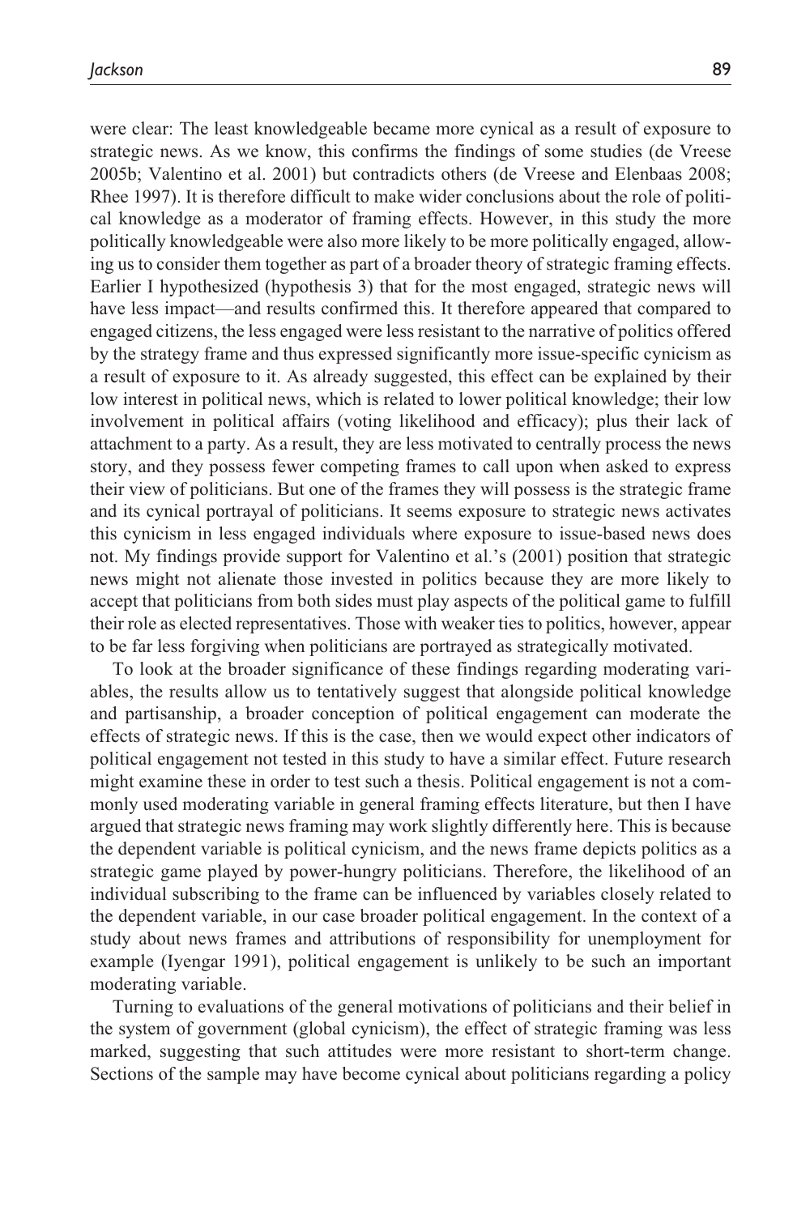were clear: The least knowledgeable became more cynical as a result of exposure to strategic news. As we know, this confirms the findings of some studies (de Vreese 2005b; Valentino et al. 2001) but contradicts others (de Vreese and Elenbaas 2008; Rhee 1997). It is therefore difficult to make wider conclusions about the role of political knowledge as a moderator of framing effects. However, in this study the more politically knowledgeable were also more likely to be more politically engaged, allowing us to consider them together as part of a broader theory of strategic framing effects. Earlier I hypothesized (hypothesis 3) that for the most engaged, strategic news will have less impact—and results confirmed this. It therefore appeared that compared to engaged citizens, the less engaged were less resistant to the narrative of politics offered by the strategy frame and thus expressed significantly more issue-specific cynicism as a result of exposure to it. As already suggested, this effect can be explained by their low interest in political news, which is related to lower political knowledge; their low involvement in political affairs (voting likelihood and efficacy); plus their lack of attachment to a party. As a result, they are less motivated to centrally process the news story, and they possess fewer competing frames to call upon when asked to express their view of politicians. But one of the frames they will possess is the strategic frame and its cynical portrayal of politicians. It seems exposure to strategic news activates this cynicism in less engaged individuals where exposure to issue-based news does not. My findings provide support for Valentino et al.'s (2001) position that strategic news might not alienate those invested in politics because they are more likely to accept that politicians from both sides must play aspects of the political game to fulfill their role as elected representatives. Those with weaker ties to politics, however, appear to be far less forgiving when politicians are portrayed as strategically motivated.

To look at the broader significance of these findings regarding moderating variables, the results allow us to tentatively suggest that alongside political knowledge and partisanship, a broader conception of political engagement can moderate the effects of strategic news. If this is the case, then we would expect other indicators of political engagement not tested in this study to have a similar effect. Future research might examine these in order to test such a thesis. Political engagement is not a commonly used moderating variable in general framing effects literature, but then I have argued that strategic news framing may work slightly differently here. This is because the dependent variable is political cynicism, and the news frame depicts politics as a strategic game played by power-hungry politicians. Therefore, the likelihood of an individual subscribing to the frame can be influenced by variables closely related to the dependent variable, in our case broader political engagement. In the context of a study about news frames and attributions of responsibility for unemployment for example (Iyengar 1991), political engagement is unlikely to be such an important moderating variable.

Turning to evaluations of the general motivations of politicians and their belief in the system of government (global cynicism), the effect of strategic framing was less marked, suggesting that such attitudes were more resistant to short-term change. Sections of the sample may have become cynical about politicians regarding a policy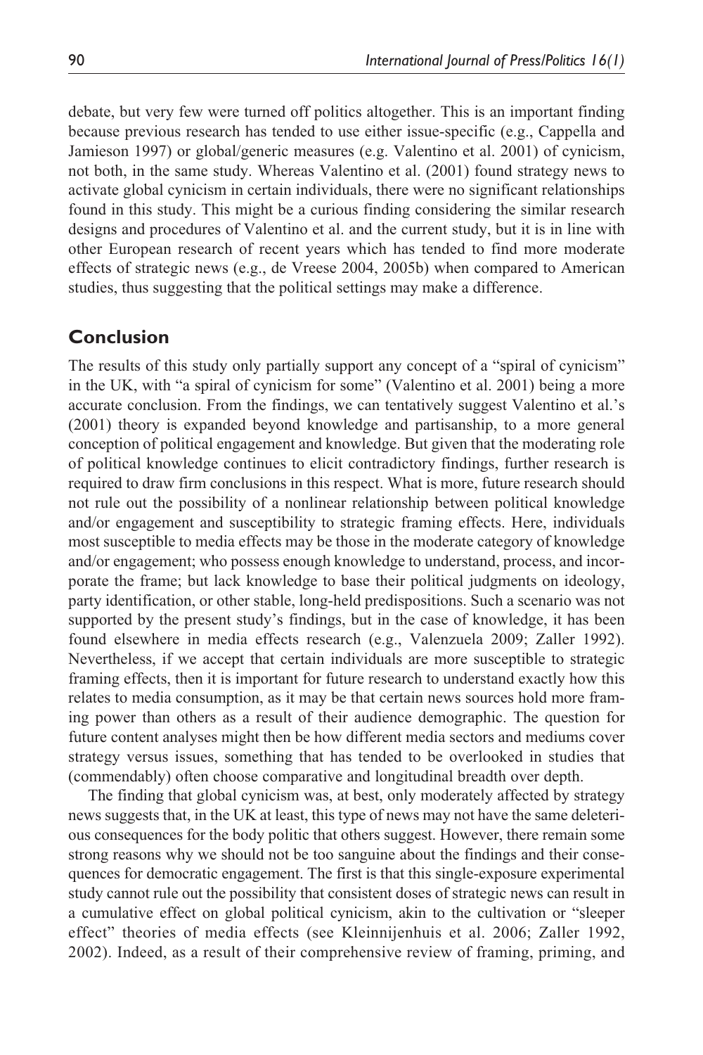debate, but very few were turned off politics altogether. This is an important finding because previous research has tended to use either issue-specific (e.g., Cappella and Jamieson 1997) or global/generic measures (e.g. Valentino et al. 2001) of cynicism, not both, in the same study. Whereas Valentino et al. (2001) found strategy news to activate global cynicism in certain individuals, there were no significant relationships found in this study. This might be a curious finding considering the similar research designs and procedures of Valentino et al. and the current study, but it is in line with other European research of recent years which has tended to find more moderate effects of strategic news (e.g., de Vreese 2004, 2005b) when compared to American studies, thus suggesting that the political settings may make a difference.

## Conclusion

The results of this study only partially support any concept of a "spiral of cynicism" in the UK, with "a spiral of cynicism for some" (Valentino et al. 2001) being a more accurate conclusion. From the findings, we can tentatively suggest Valentino et al.'s (2001) theory is expanded beyond knowledge and partisanship, to a more general conception of political engagement and knowledge. But given that the moderating role of political knowledge continues to elicit contradictory findings, further research is required to draw firm conclusions in this respect. What is more, future research should not rule out the possibility of a nonlinear relationship between political knowledge and/or engagement and susceptibility to strategic framing effects. Here, individuals most susceptible to media effects may be those in the moderate category of knowledge and/or engagement; who possess enough knowledge to understand, process, and incorporate the frame; but lack knowledge to base their political judgments on ideology, party identification, or other stable, long-held predispositions. Such a scenario was not supported by the present study's findings, but in the case of knowledge, it has been found elsewhere in media effects research (e.g., Valenzuela 2009; Zaller 1992). Nevertheless, if we accept that certain individuals are more susceptible to strategic framing effects, then it is important for future research to understand exactly how this relates to media consumption, as it may be that certain news sources hold more framing power than others as a result of their audience demographic. The question for future content analyses might then be how different media sectors and mediums cover strategy versus issues, something that has tended to be overlooked in studies that (commendably) often choose comparative and longitudinal breadth over depth.

The finding that global cynicism was, at best, only moderately affected by strategy news suggests that, in the UK at least, this type of news may not have the same deleterious consequences for the body politic that others suggest. However, there remain some strong reasons why we should not be too sanguine about the findings and their consequences for democratic engagement. The first is that this single-exposure experimental study cannot rule out the possibility that consistent doses of strategic news can result in a cumulative effect on global political cynicism, akin to the cultivation or "sleeper effect" theories of media effects (see Kleinnijenhuis et al. 2006; Zaller 1992, 2002). Indeed, as a result of their comprehensive review of framing, priming, and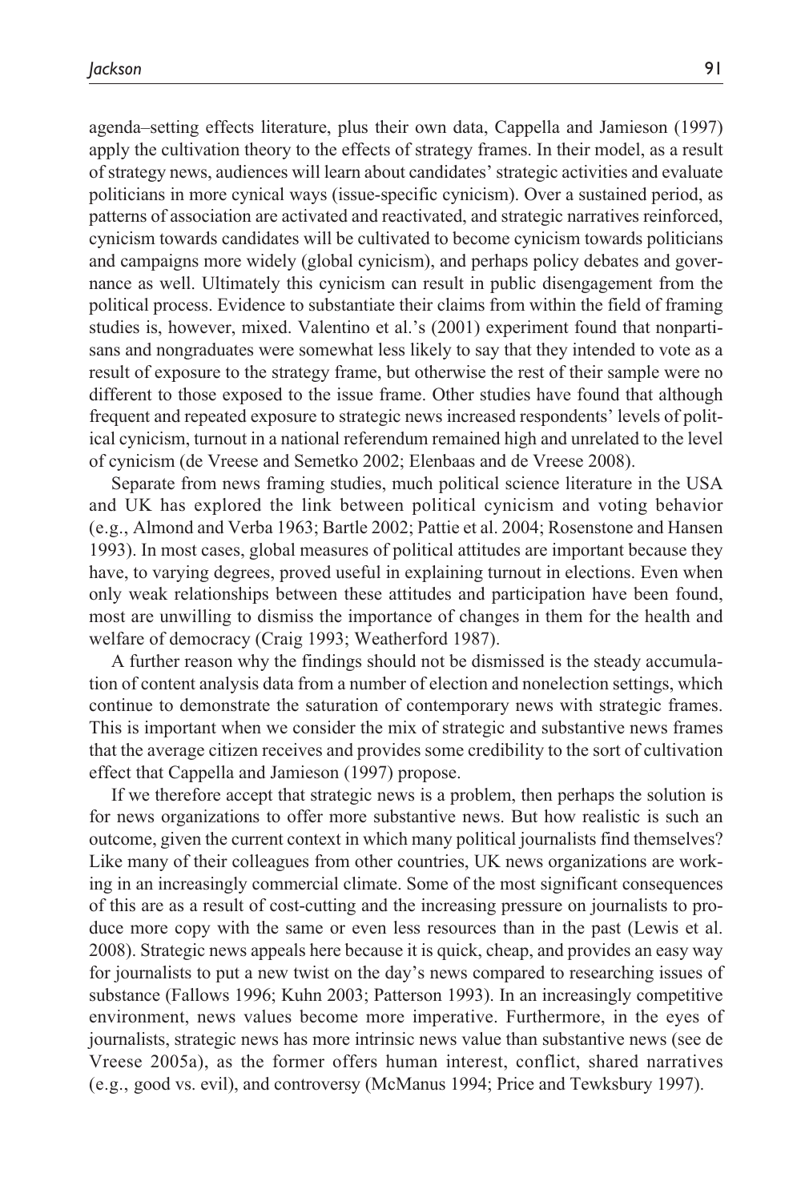agenda–setting effects literature, plus their own data, Cappella and Jamieson (1997) apply the cultivation theory to the effects of strategy frames. In their model, as a result of strategy news, audiences will learn about candidates' strategic activities and evaluate politicians in more cynical ways (issue-specific cynicism). Over a sustained period, as patterns of association are activated and reactivated, and strategic narratives reinforced, cynicism towards candidates will be cultivated to become cynicism towards politicians and campaigns more widely (global cynicism), and perhaps policy debates and governance as well. Ultimately this cynicism can result in public disengagement from the political process. Evidence to substantiate their claims from within the field of framing studies is, however, mixed. Valentino et al.'s (2001) experiment found that nonpartisans and nongraduates were somewhat less likely to say that they intended to vote as a result of exposure to the strategy frame, but otherwise the rest of their sample were no different to those exposed to the issue frame. Other studies have found that although frequent and repeated exposure to strategic news increased respondents' levels of political cynicism, turnout in a national referendum remained high and unrelated to the level of cynicism (de Vreese and Semetko 2002; Elenbaas and de Vreese 2008).

Separate from news framing studies, much political science literature in the USA and UK has explored the link between political cynicism and voting behavior (e.g., Almond and Verba 1963; Bartle 2002; Pattie et al. 2004; Rosenstone and Hansen 1993). In most cases, global measures of political attitudes are important because they have, to varying degrees, proved useful in explaining turnout in elections. Even when only weak relationships between these attitudes and participation have been found, most are unwilling to dismiss the importance of changes in them for the health and welfare of democracy (Craig 1993; Weatherford 1987).

A further reason why the findings should not be dismissed is the steady accumulation of content analysis data from a number of election and nonelection settings, which continue to demonstrate the saturation of contemporary news with strategic frames. This is important when we consider the mix of strategic and substantive news frames that the average citizen receives and provides some credibility to the sort of cultivation effect that Cappella and Jamieson (1997) propose.

If we therefore accept that strategic news is a problem, then perhaps the solution is for news organizations to offer more substantive news. But how realistic is such an outcome, given the current context in which many political journalists find themselves? Like many of their colleagues from other countries, UK news organizations are working in an increasingly commercial climate. Some of the most significant consequences of this are as a result of cost-cutting and the increasing pressure on journalists to produce more copy with the same or even less resources than in the past (Lewis et al. 2008). Strategic news appeals here because it is quick, cheap, and provides an easy way for journalists to put a new twist on the day's news compared to researching issues of substance (Fallows 1996; Kuhn 2003; Patterson 1993). In an increasingly competitive environment, news values become more imperative. Furthermore, in the eyes of journalists, strategic news has more intrinsic news value than substantive news (see de Vreese 2005a), as the former offers human interest, conflict, shared narratives (e.g., good vs. evil), and controversy (McManus 1994; Price and Tewksbury 1997).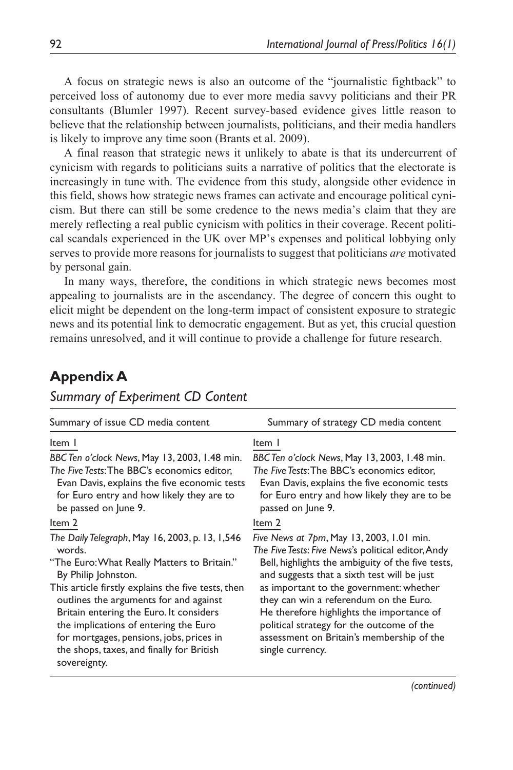A focus on strategic news is also an outcome of the "journalistic fightback" to perceived loss of autonomy due to ever more media savvy politicians and their PR consultants (Blumler 1997). Recent survey-based evidence gives little reason to believe that the relationship between journalists, politicians, and their media handlers is likely to improve any time soon (Brants et al. 2009).

A final reason that strategic news it unlikely to abate is that its undercurrent of cynicism with regards to politicians suits a narrative of politics that the electorate is increasingly in tune with. The evidence from this study, alongside other evidence in this field, shows how strategic news frames can activate and encourage political cynicism. But there can still be some credence to the news media's claim that they are merely reflecting a real public cynicism with politics in their coverage. Recent political scandals experienced in the UK over MP's expenses and political lobbying only serves to provide more reasons for journalists to suggest that politicians *are* motivated by personal gain.

In many ways, therefore, the conditions in which strategic news becomes most appealing to journalists are in the ascendancy. The degree of concern this ought to elicit might be dependent on the long-term impact of consistent exposure to strategic news and its potential link to democratic engagement. But as yet, this crucial question remains unresolved, and it will continue to provide a challenge for future research.

## Appendix A

*Summary of Experiment CD Content*

| Summary of issue CD media content | Summary of strategy CD media content |
|---|---|
| Item 1 | Item 1 |
| *BBC Ten o'clock News*, May 13, 2003, 1.48 min. *The Five Tests*: The BBC's economics editor, Evan Davis, explains the five economic tests for Euro entry and how likely they are to be passed on June 9. | *BBC Ten o'clock News*, May 13, 2003, 1.48 min. *The Five Tests*: The BBC's economics editor, Evan Davis, explains the five economic tests for Euro entry and how likely they are to be passed on June 9. |
| Item 2 | Item 2 |
| *The Daily Telegraph*, May 16, 2003, p. 13, 1,546 words. "The Euro: What Really Matters to Britain." By Philip Johnston. This article firstly explains the five tests, then outlines the arguments for and against Britain entering the Euro. It considers the implications of entering the Euro for mortgages, pensions, jobs, prices in the shops, taxes, and finally for British sovereignty. | *Five News at 7pm*, May 13, 2003, 1.01 min. *The Five Tests*: *Five News*'s political editor, Andy Bell, highlights the ambiguity of the five tests, and suggests that a sixth test will be just as important to the government: whether they can win a referendum on the Euro. He therefore highlights the importance of political strategy for the outcome of the assessment on Britain's membership of the single currency. |

*(continued)*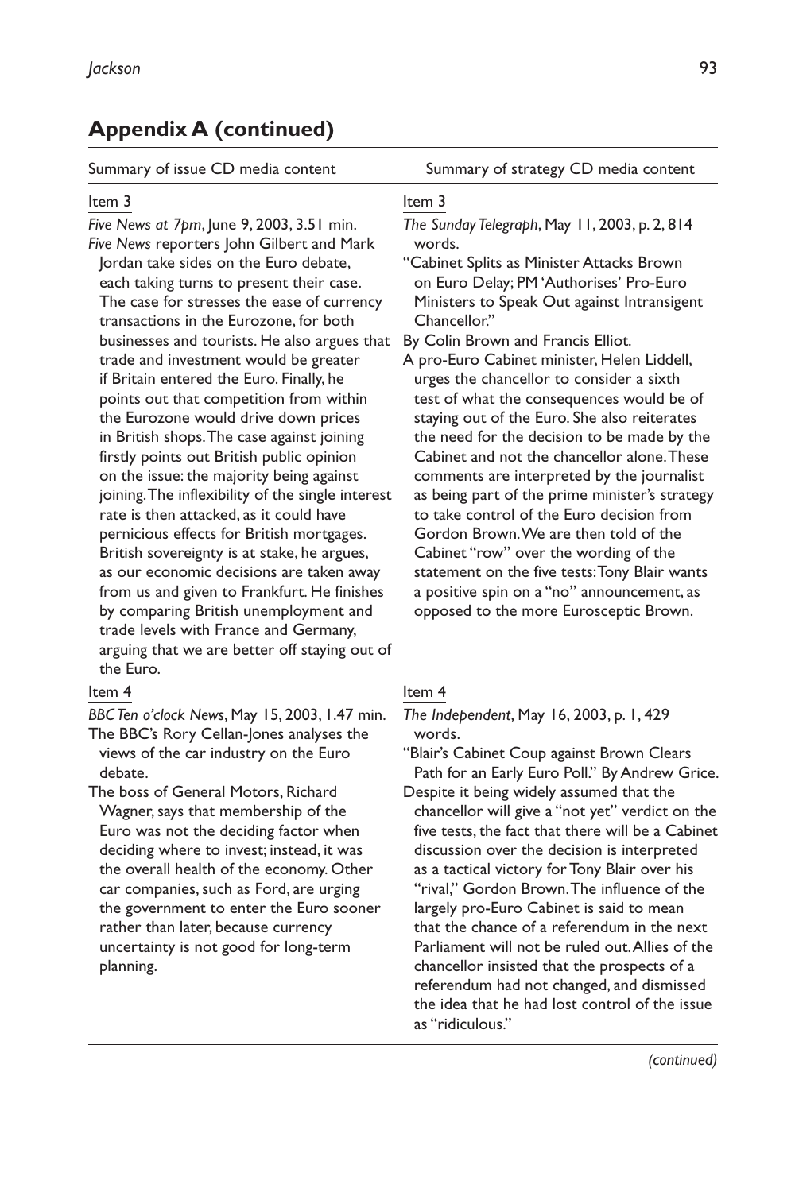## Appendix A (continued)

| Summary of issue CD media content | Summary of strategy CD media content |
|---|---|
| Item 3<br>*Five News at 7pm*, June 9, 2003, 3.51 min.<br>*Five News* reporters John Gilbert and Mark Jordan take sides on the Euro debate, each taking turns to present their case. The case for stresses the ease of currency transactions in the Eurozone, for both businesses and tourists. He also argues that trade and investment would be greater if Britain entered the Euro. Finally, he points out that competition from within the Eurozone would drive down prices in British shops. The case against joining firstly points out British public opinion on the issue: the majority being against joining. The inflexibility of the single interest rate is then attacked, as it could have pernicious effects for British mortgages. British sovereignty is at stake, he argues, as our economic decisions are taken away from us and given to Frankfurt. He finishes by comparing British unemployment and trade levels with France and Germany, arguing that we are better off staying out of the Euro. | Item 3<br>*The Sunday Telegraph*, May 11, 2003, p. 2, 814 words.<br>"Cabinet Splits as Minister Attacks Brown on Euro Delay; PM 'Authorises' Pro-Euro Ministers to Speak Out against Intransigent Chancellor."<br>By Colin Brown and Francis Elliot.<br>A pro-Euro Cabinet minister, Helen Liddell, urges the chancellor to consider a sixth test of what the consequences would be of staying out of the Euro. She also reiterates the need for the decision to be made by the Cabinet and not the chancellor alone. These comments are interpreted by the journalist as being part of the prime minister's strategy to take control of the Euro decision from Gordon Brown. We are then told of the Cabinet "row" over the wording of the statement on the five tests: Tony Blair wants a positive spin on a "no" announcement, as opposed to the more Eurosceptic Brown. |
| Item 4<br>*BBC Ten o'clock News*, May 15, 2003, 1.47 min.<br>The BBC's Rory Cellan-Jones analyses the views of the car industry on the Euro debate.<br>The boss of General Motors, Richard Wagner, says that membership of the Euro was not the deciding factor when deciding where to invest; instead, it was the overall health of the economy. Other car companies, such as Ford, are urging the government to enter the Euro sooner rather than later, because currency uncertainty is not good for long-term planning. | Item 4<br>*The Independent*, May 16, 2003, p. 1, 429 words.<br>"Blair's Cabinet Coup against Brown Clears Path for an Early Euro Poll." By Andrew Grice.<br>Despite it being widely assumed that the chancellor will give a "not yet" verdict on the five tests, the fact that there will be a Cabinet discussion over the decision is interpreted as a tactical victory for Tony Blair over his "rival," Gordon Brown. The influence of the largely pro-Euro Cabinet is said to mean that the chance of a referendum in the next Parliament will not be ruled out. Allies of the chancellor insisted that the prospects of a referendum had not changed, and dismissed the idea that he had lost control of the issue as "ridiculous." |

*(continued)*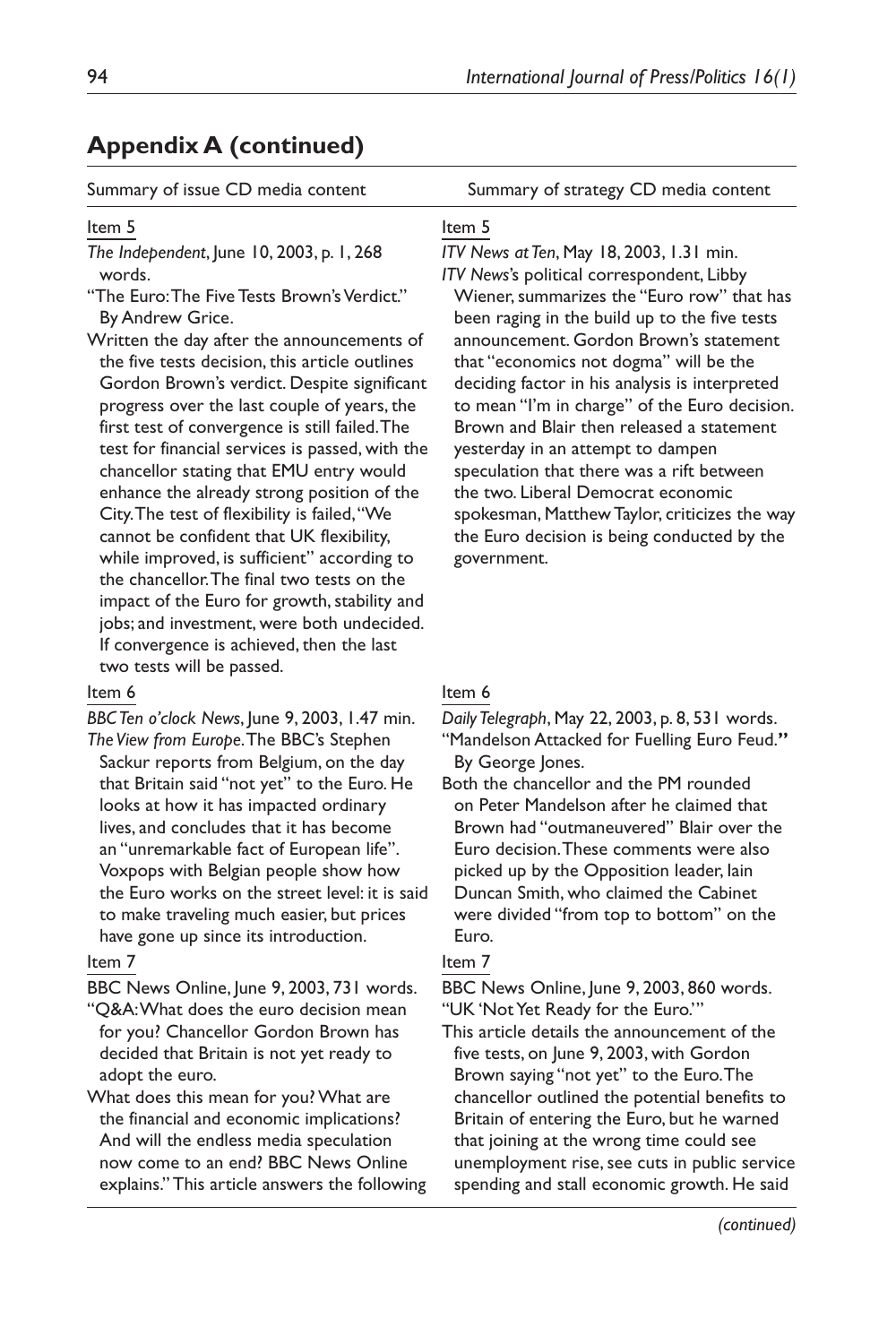## Appendix A (continued)

| Summary of issue CD media content | Summary of strategy CD media content |
| --- | --- |
| Item 5<br>*The Independent*, June 10, 2003, p. 1, 268 words.<br>"The Euro: The Five Tests Brown's Verdict." By Andrew Grice.<br>Written the day after the announcements of the five tests decision, this article outlines Gordon Brown's verdict. Despite significant progress over the last couple of years, the first test of convergence is still failed. The test for financial services is passed, with the chancellor stating that EMU entry would enhance the already strong position of the City. The test of flexibility is failed, "We cannot be confident that UK flexibility, while improved, is sufficient" according to the chancellor. The final two tests on the impact of the Euro for growth, stability and jobs; and investment, were both undecided. If convergence is achieved, then the last two tests will be passed. | Item 5<br>*ITV News at Ten*, May 18, 2003, 1.31 min.<br>*ITV News*'s political correspondent, Libby Wiener, summarizes the "Euro row" that has been raging in the build up to the five tests announcement. Gordon Brown's statement that "economics not dogma" will be the deciding factor in his analysis is interpreted to mean "I'm in charge" of the Euro decision. Brown and Blair then released a statement yesterday in an attempt to dampen speculation that there was a rift between the two. Liberal Democrat economic spokesman, Matthew Taylor, criticizes the way the Euro decision is being conducted by the government. |
| Item 6<br>*BBC Ten o'clock News*, June 9, 2003, 1.47 min.<br>*The View from Europe*. The BBC's Stephen Sackur reports from Belgium, on the day that Britain said "not yet" to the Euro. He looks at how it has impacted ordinary lives, and concludes that it has become an "unremarkable fact of European life". Voxpops with Belgian people show how the Euro works on the street level: it is said to make traveling much easier, but prices have gone up since its introduction. | Item 6<br>*Daily Telegraph*, May 22, 2003, p. 8, 531 words.<br>"Mandelson Attacked for Fuelling Euro Feud." By George Jones.<br>Both the chancellor and the PM rounded on Peter Mandelson after he claimed that Brown had "outmaneuvered" Blair over the Euro decision. These comments were also picked up by the Opposition leader, Iain Duncan Smith, who claimed the Cabinet were divided "from top to bottom" on the Euro. |
| Item 7<br>BBC News Online, June 9, 2003, 731 words.<br>"Q&A: What does the euro decision mean for you? Chancellor Gordon Brown has decided that Britain is not yet ready to adopt the euro.<br>What does this mean for you? What are the financial and economic implications? And will the endless media speculation now come to an end? BBC News Online explains." This article answers the following | Item 7<br>BBC News Online, June 9, 2003, 860 words.<br>"UK 'Not Yet Ready for the Euro.'"<br>This article details the announcement of the five tests, on June 9, 2003, with Gordon Brown saying "not yet" to the Euro. The chancellor outlined the potential benefits to Britain of entering the Euro, but he warned that joining at the wrong time could see unemployment rise, see cuts in public service spending and stall economic growth. He said |

*(continued)*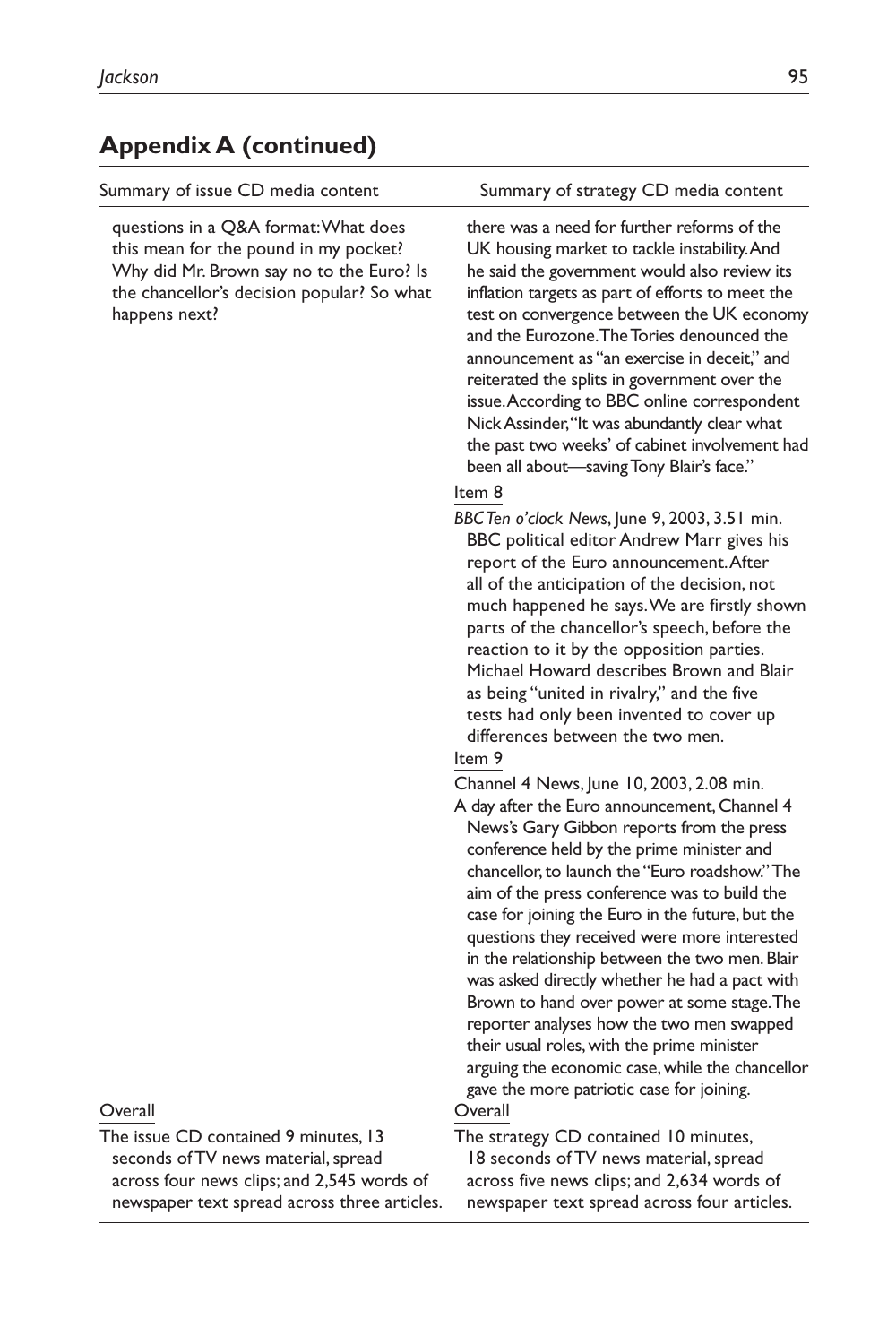## Appendix A (continued)

| Summary of issue CD media content | Summary of strategy CD media content |
| --- | --- |
| questions in a Q&A format: What does this mean for the pound in my pocket? Why did Mr. Brown say no to the Euro? Is the chancellor's decision popular? So what happens next? | there was a need for further reforms of the UK housing market to tackle instability. And he said the government would also review its inflation targets as part of efforts to meet the test on convergence between the UK economy and the Eurozone. The Tories denounced the announcement as "an exercise in deceit," and reiterated the splits in government over the issue. According to BBC online correspondent Nick Assinder, "It was abundantly clear what the past two weeks' of cabinet involvement had been all about—saving Tony Blair's face." |
| | Item 8 |
| | *BBC Ten o'clock News*, June 9, 2003, 3.51 min. BBC political editor Andrew Marr gives his report of the Euro announcement. After all of the anticipation of the decision, not much happened he says. We are firstly shown parts of the chancellor's speech, before the reaction to it by the opposition parties. Michael Howard describes Brown and Blair as being "united in rivalry," and the five tests had only been invented to cover up differences between the two men. |
| | Item 9 |
| | Channel 4 News, June 10, 2003, 2.08 min. A day after the Euro announcement, Channel 4 News's Gary Gibbon reports from the press conference held by the prime minister and chancellor, to launch the "Euro roadshow." The aim of the press conference was to build the case for joining the Euro in the future, but the questions they received were more interested in the relationship between the two men. Blair was asked directly whether he had a pact with Brown to hand over power at some stage. The reporter analyses how the two men swapped their usual roles, with the prime minister arguing the economic case, while the chancellor gave the more patriotic case for joining. |
| Overall | Overall |
| The issue CD contained 9 minutes, 13 seconds of TV news material, spread across four news clips; and 2,545 words of newspaper text spread across three articles. | The strategy CD contained 10 minutes, 18 seconds of TV news material, spread across five news clips; and 2,634 words of newspaper text spread across four articles. |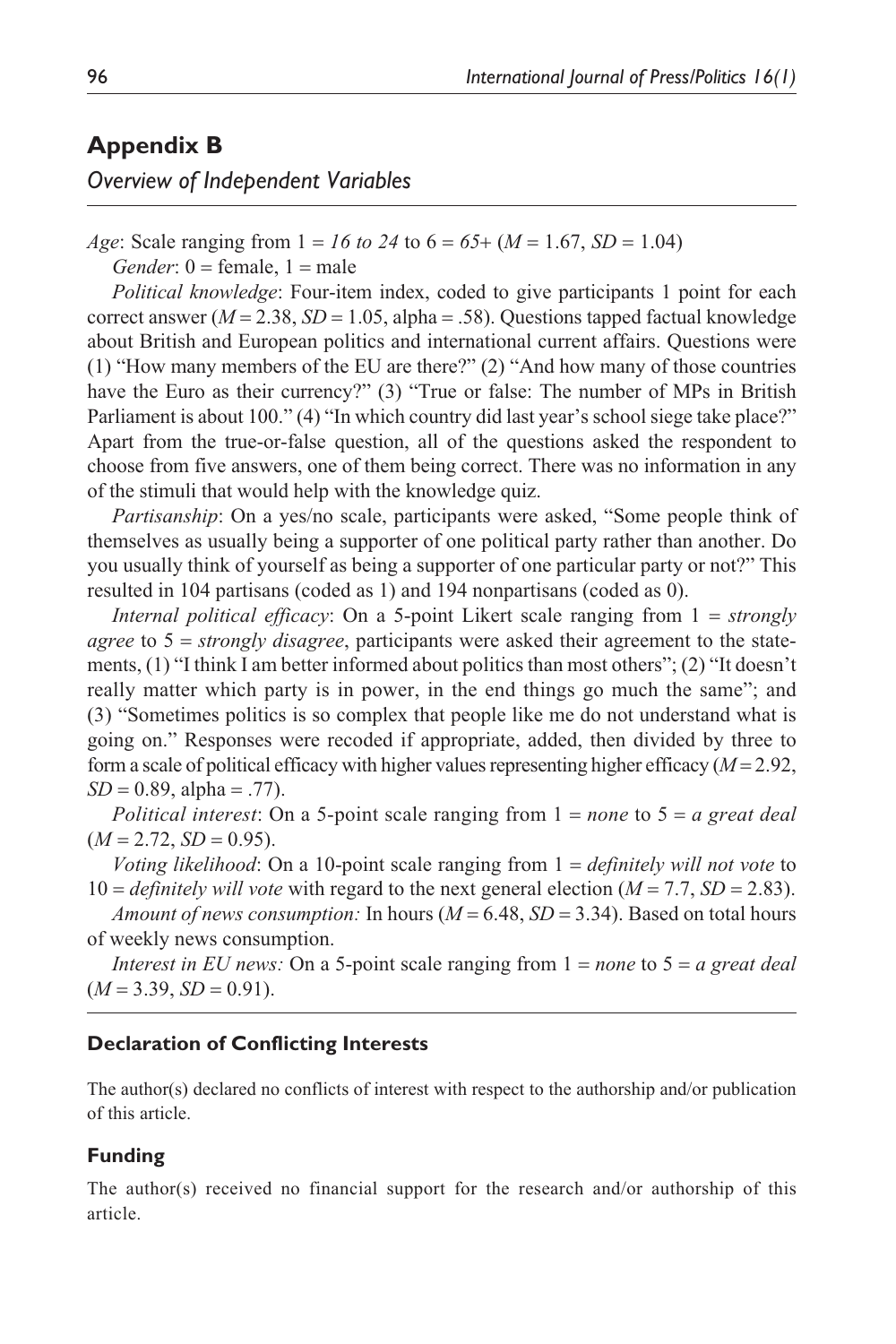## Appendix B

*Overview of Independent Variables*

*Age*: Scale ranging from 1 = *16 to 24* to 6 = *65+* ($M = 1.67$, $SD = 1.04$)

*Gender*: 0 = female, 1 = male

*Political knowledge*: Four-item index, coded to give participants 1 point for each correct answer ($M = 2.38$, $SD = 1.05$, alpha = .58). Questions tapped factual knowledge about British and European politics and international current affairs. Questions were (1) "How many members of the EU are there?" (2) "And how many of those countries have the Euro as their currency?" (3) "True or false: The number of MPs in British Parliament is about 100." (4) "In which country did last year's school siege take place?" Apart from the true-or-false question, all of the questions asked the respondent to choose from five answers, one of them being correct. There was no information in any of the stimuli that would help with the knowledge quiz.

*Partisanship*: On a yes/no scale, participants were asked, "Some people think of themselves as usually being a supporter of one political party rather than another. Do you usually think of yourself as being a supporter of one particular party or not?" This resulted in 104 partisans (coded as 1) and 194 nonpartisans (coded as 0).

*Internal political efficacy*: On a 5-point Likert scale ranging from 1 = *strongly agree* to 5 = *strongly disagree*, participants were asked their agreement to the statements, (1) "I think I am better informed about politics than most others"; (2) "It doesn't really matter which party is in power, in the end things go much the same"; and (3) "Sometimes politics is so complex that people like me do not understand what is going on." Responses were recoded if appropriate, added, then divided by three to form a scale of political efficacy with higher values representing higher efficacy ($M = 2.92$, $SD = 0.89$, alpha = .77).

*Political interest*: On a 5-point scale ranging from 1 = *none* to 5 = *a great deal* ($M = 2.72$, $SD = 0.95$).

*Voting likelihood*: On a 10-point scale ranging from 1 = *definitely will not vote* to 10 = *definitely will vote* with regard to the next general election ($M = 7.7$, $SD = 2.83$).

*Amount of news consumption:* In hours ($M = 6.48$, $SD = 3.34$). Based on total hours of weekly news consumption.

*Interest in EU news:* On a 5-point scale ranging from 1 = *none* to 5 = *a great deal* ($M = 3.39$, $SD = 0.91$).

### Declaration of Conflicting Interests

The author(s) declared no conflicts of interest with respect to the authorship and/or publication of this article.

### Funding

The author(s) received no financial support for the research and/or authorship of this article.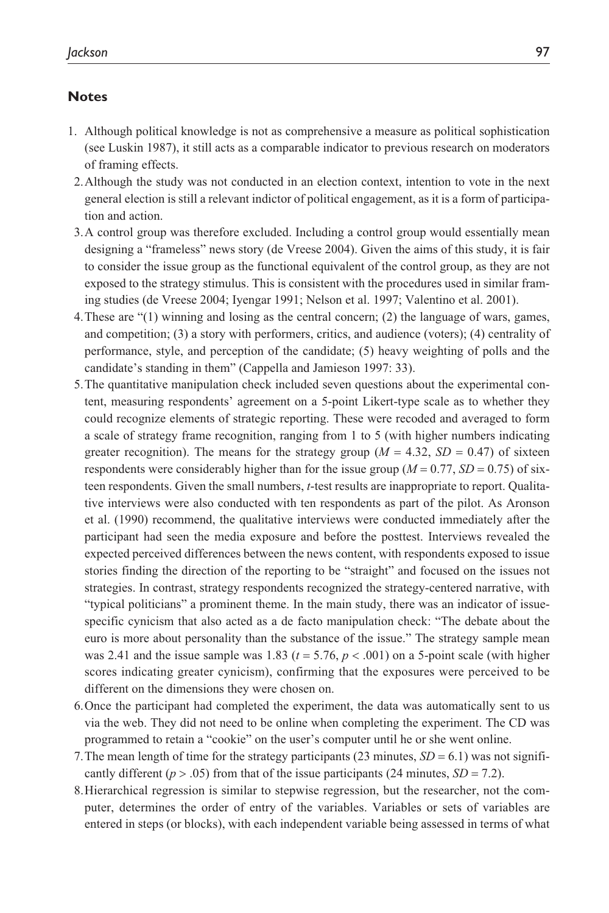## Notes

1. Although political knowledge is not as comprehensive a measure as political sophistication (see Luskin 1987), it still acts as a comparable indicator to previous research on moderators of framing effects.
2. Although the study was not conducted in an election context, intention to vote in the next general election is still a relevant indictor of political engagement, as it is a form of participation and action.
3. A control group was therefore excluded. Including a control group would essentially mean designing a "frameless" news story (de Vreese 2004). Given the aims of this study, it is fair to consider the issue group as the functional equivalent of the control group, as they are not exposed to the strategy stimulus. This is consistent with the procedures used in similar framing studies (de Vreese 2004; Iyengar 1991; Nelson et al. 1997; Valentino et al. 2001).
4. These are "(1) winning and losing as the central concern; (2) the language of wars, games, and competition; (3) a story with performers, critics, and audience (voters); (4) centrality of performance, style, and perception of the candidate; (5) heavy weighting of polls and the candidate's standing in them" (Cappella and Jamieson 1997: 33).
5. The quantitative manipulation check included seven questions about the experimental content, measuring respondents' agreement on a 5-point Likert-type scale as to whether they could recognize elements of strategic reporting. These were recoded and averaged to form a scale of strategy frame recognition, ranging from 1 to 5 (with higher numbers indicating greater recognition). The means for the strategy group ($M = 4.32$, $SD = 0.47$) of sixteen respondents were considerably higher than for the issue group ($M = 0.77$, $SD = 0.75$) of sixteen respondents. Given the small numbers, *t*-test results are inappropriate to report. Qualitative interviews were also conducted with ten respondents as part of the pilot. As Aronson et al. (1990) recommend, the qualitative interviews were conducted immediately after the participant had seen the media exposure and before the posttest. Interviews revealed the expected perceived differences between the news content, with respondents exposed to issue stories finding the direction of the reporting to be "straight" and focused on the issues not strategies. In contrast, strategy respondents recognized the strategy-centered narrative, with "typical politicians" a prominent theme. In the main study, there was an indicator of issue-specific cynicism that also acted as a de facto manipulation check: "The debate about the euro is more about personality than the substance of the issue." The strategy sample mean was 2.41 and the issue sample was 1.83 ($t = 5.76$, $p < .001$) on a 5-point scale (with higher scores indicating greater cynicism), confirming that the exposures were perceived to be different on the dimensions they were chosen on.
6. Once the participant had completed the experiment, the data was automatically sent to us via the web. They did not need to be online when completing the experiment. The CD was programmed to retain a "cookie" on the user's computer until he or she went online.
7. The mean length of time for the strategy participants (23 minutes, $SD = 6.1$) was not significantly different ($p > .05$) from that of the issue participants (24 minutes, $SD = 7.2$).
8. Hierarchical regression is similar to stepwise regression, but the researcher, not the computer, determines the order of entry of the variables. Variables or sets of variables are entered in steps (or blocks), with each independent variable being assessed in terms of what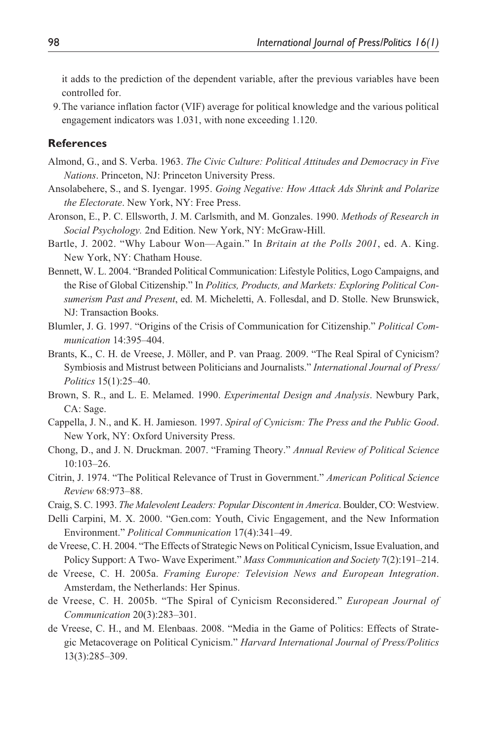it adds to the prediction of the dependent variable, after the previous variables have been controlled for.

9. The variance inflation factor (VIF) average for political knowledge and the various political engagement indicators was 1.031, with none exceeding 1.120.

## References

Almond, G., and S. Verba. 1963. *The Civic Culture: Political Attitudes and Democracy in Five Nations*. Princeton, NJ: Princeton University Press.

Ansolabehere, S., and S. Iyengar. 1995. *Going Negative: How Attack Ads Shrink and Polarize the Electorate*. New York, NY: Free Press.

Aronson, E., P. C. Ellsworth, J. M. Carlsmith, and M. Gonzales. 1990. *Methods of Research in Social Psychology.* 2nd Edition. New York, NY: McGraw-Hill.

Bartle, J. 2002. "Why Labour Won—Again." In *Britain at the Polls 2001*, ed. A. King. New York, NY: Chatham House.

Bennett, W. L. 2004. "Branded Political Communication: Lifestyle Politics, Logo Campaigns, and the Rise of Global Citizenship." In *Politics, Products, and Markets: Exploring Political Consumerism Past and Present*, ed. M. Micheletti, A. Follesdal, and D. Stolle. New Brunswick, NJ: Transaction Books.

Blumler, J. G. 1997. "Origins of the Crisis of Communication for Citizenship." *Political Communication* 14:395–404.

Brants, K., C. H. de Vreese, J. Möller, and P. van Praag. 2009. "The Real Spiral of Cynicism? Symbiosis and Mistrust between Politicians and Journalists." *International Journal of Press/Politics* 15(1):25–40.

Brown, S. R., and L. E. Melamed. 1990. *Experimental Design and Analysis*. Newbury Park, CA: Sage.

Cappella, J. N., and K. H. Jamieson. 1997. *Spiral of Cynicism: The Press and the Public Good*. New York, NY: Oxford University Press.

Chong, D., and J. N. Druckman. 2007. "Framing Theory." *Annual Review of Political Science* 10:103–26.

Citrin, J. 1974. "The Political Relevance of Trust in Government." *American Political Science Review* 68:973–88.

Craig, S. C. 1993. *The Malevolent Leaders: Popular Discontent in America*. Boulder, CO: Westview.

Delli Carpini, M. X. 2000. "Gen.com: Youth, Civic Engagement, and the New Information Environment." *Political Communication* 17(4):341–49.

de Vreese, C. H. 2004. "The Effects of Strategic News on Political Cynicism, Issue Evaluation, and Policy Support: A Two- Wave Experiment." *Mass Communication and Society* 7(2):191–214.

de Vreese, C. H. 2005a. *Framing Europe: Television News and European Integration*. Amsterdam, the Netherlands: Her Spinus.

de Vreese, C. H. 2005b. "The Spiral of Cynicism Reconsidered." *European Journal of Communication* 20(3):283–301.

de Vreese, C. H., and M. Elenbaas. 2008. "Media in the Game of Politics: Effects of Strategic Metacoverage on Political Cynicism." *Harvard International Journal of Press/Politics* 13(3):285–309.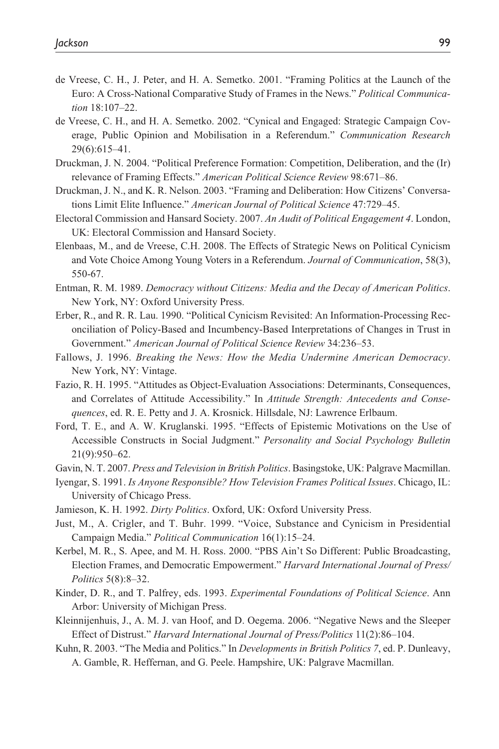de Vreese, C. H., J. Peter, and H. A. Semetko. 2001. "Framing Politics at the Launch of the Euro: A Cross-National Comparative Study of Frames in the News." *Political Communication* 18:107–22.

de Vreese, C. H., and H. A. Semetko. 2002. "Cynical and Engaged: Strategic Campaign Coverage, Public Opinion and Mobilisation in a Referendum." *Communication Research* 29(6):615–41.

Druckman, J. N. 2004. "Political Preference Formation: Competition, Deliberation, and the (Ir) relevance of Framing Effects." *American Political Science Review* 98:671–86.

Druckman, J. N., and K. R. Nelson. 2003. "Framing and Deliberation: How Citizens' Conversations Limit Elite Influence." *American Journal of Political Science* 47:729–45.

Electoral Commission and Hansard Society. 2007. *An Audit of Political Engagement 4*. London, UK: Electoral Commission and Hansard Society.

Elenbaas, M., and de Vreese, C.H. 2008. The Effects of Strategic News on Political Cynicism and Vote Choice Among Young Voters in a Referendum. *Journal of Communication*, 58(3), 550-67.

Entman, R. M. 1989. *Democracy without Citizens: Media and the Decay of American Politics*. New York, NY: Oxford University Press.

Erber, R., and R. R. Lau. 1990. "Political Cynicism Revisited: An Information-Processing Reconciliation of Policy-Based and Incumbency-Based Interpretations of Changes in Trust in Government." *American Journal of Political Science Review* 34:236–53.

Fallows, J. 1996. *Breaking the News: How the Media Undermine American Democracy*. New York, NY: Vintage.

Fazio, R. H. 1995. "Attitudes as Object-Evaluation Associations: Determinants, Consequences, and Correlates of Attitude Accessibility." In *Attitude Strength: Antecedents and Consequences*, ed. R. E. Petty and J. A. Krosnick. Hillsdale, NJ: Lawrence Erlbaum.

Ford, T. E., and A. W. Kruglanski. 1995. "Effects of Epistemic Motivations on the Use of Accessible Constructs in Social Judgment." *Personality and Social Psychology Bulletin* 21(9):950–62.

Gavin, N. T. 2007. *Press and Television in British Politics*. Basingstoke, UK: Palgrave Macmillan.

Iyengar, S. 1991. *Is Anyone Responsible? How Television Frames Political Issues*. Chicago, IL: University of Chicago Press.

Jamieson, K. H. 1992. *Dirty Politics*. Oxford, UK: Oxford University Press.

Just, M., A. Crigler, and T. Buhr. 1999. "Voice, Substance and Cynicism in Presidential Campaign Media." *Political Communication* 16(1):15–24.

Kerbel, M. R., S. Apee, and M. H. Ross. 2000. "PBS Ain't So Different: Public Broadcasting, Election Frames, and Democratic Empowerment." *Harvard International Journal of Press/ Politics* 5(8):8–32.

Kinder, D. R., and T. Palfrey, eds. 1993. *Experimental Foundations of Political Science*. Ann Arbor: University of Michigan Press.

Kleinnijenhuis, J., A. M. J. van Hoof, and D. Oegema. 2006. "Negative News and the Sleeper Effect of Distrust." *Harvard International Journal of Press/Politics* 11(2):86–104.

Kuhn, R. 2003. "The Media and Politics." In *Developments in British Politics 7*, ed. P. Dunleavy, A. Gamble, R. Heffernan, and G. Peele. Hampshire, UK: Palgrave Macmillan.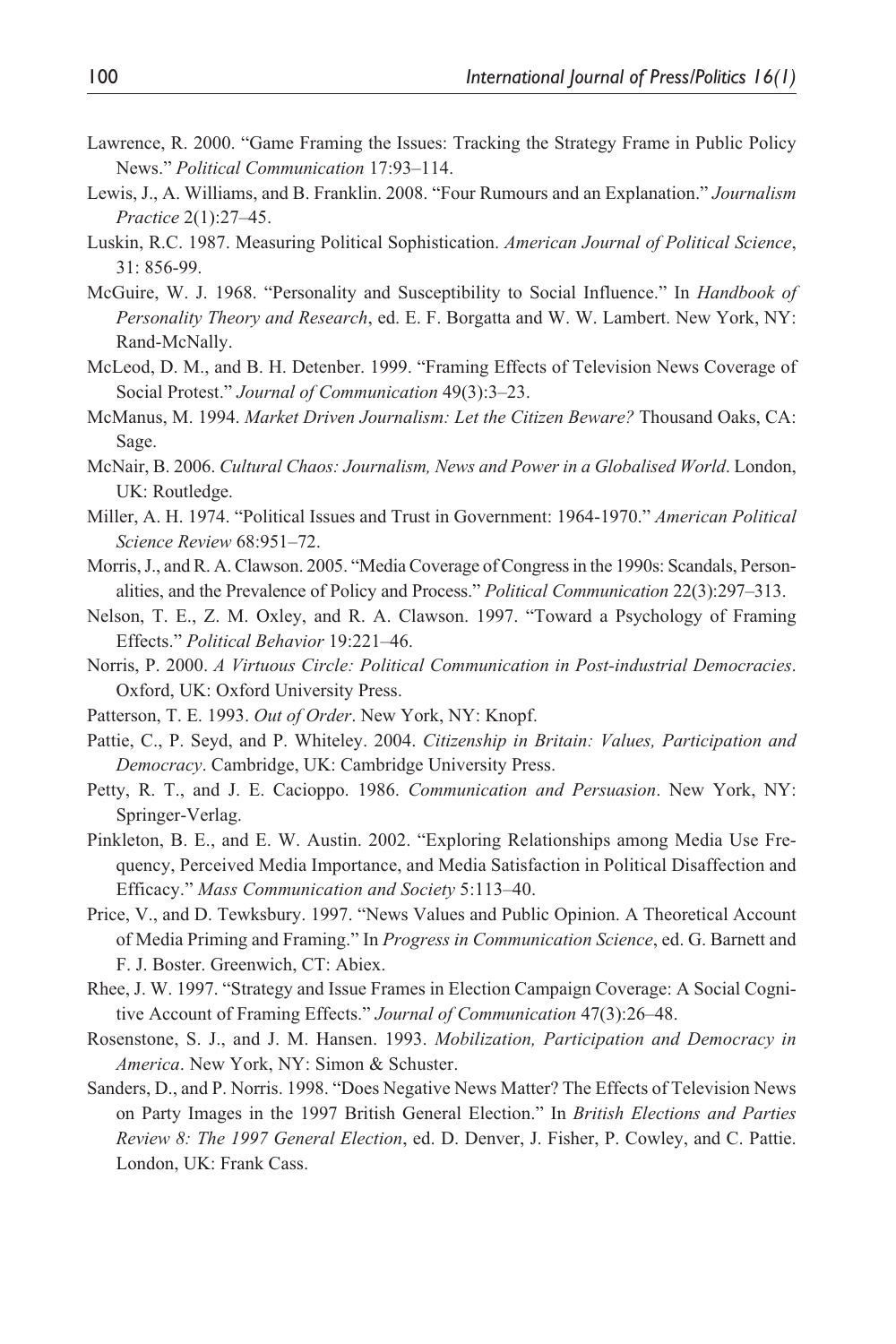Lawrence, R. 2000. "Game Framing the Issues: Tracking the Strategy Frame in Public Policy News." *Political Communication* 17:93–114.

Lewis, J., A. Williams, and B. Franklin. 2008. "Four Rumours and an Explanation." *Journalism Practice* 2(1):27–45.

Luskin, R.C. 1987. Measuring Political Sophistication. *American Journal of Political Science*, 31: 856-99.

McGuire, W. J. 1968. "Personality and Susceptibility to Social Influence." In *Handbook of Personality Theory and Research*, ed. E. F. Borgatta and W. W. Lambert. New York, NY: Rand-McNally.

McLeod, D. M., and B. H. Detenber. 1999. "Framing Effects of Television News Coverage of Social Protest." *Journal of Communication* 49(3):3–23.

McManus, M. 1994. *Market Driven Journalism: Let the Citizen Beware?* Thousand Oaks, CA: Sage.

McNair, B. 2006. *Cultural Chaos: Journalism, News and Power in a Globalised World*. London, UK: Routledge.

Miller, A. H. 1974. "Political Issues and Trust in Government: 1964-1970." *American Political Science Review* 68:951–72.

Morris, J., and R. A. Clawson. 2005. "Media Coverage of Congress in the 1990s: Scandals, Personalities, and the Prevalence of Policy and Process." *Political Communication* 22(3):297–313.

Nelson, T. E., Z. M. Oxley, and R. A. Clawson. 1997. "Toward a Psychology of Framing Effects." *Political Behavior* 19:221–46.

Norris, P. 2000. *A Virtuous Circle: Political Communication in Post-industrial Democracies*. Oxford, UK: Oxford University Press.

Patterson, T. E. 1993. *Out of Order*. New York, NY: Knopf.

Pattie, C., P. Seyd, and P. Whiteley. 2004. *Citizenship in Britain: Values, Participation and Democracy*. Cambridge, UK: Cambridge University Press.

Petty, R. T., and J. E. Cacioppo. 1986. *Communication and Persuasion*. New York, NY: Springer-Verlag.

Pinkleton, B. E., and E. W. Austin. 2002. "Exploring Relationships among Media Use Frequency, Perceived Media Importance, and Media Satisfaction in Political Disaffection and Efficacy." *Mass Communication and Society* 5:113–40.

Price, V., and D. Tewksbury. 1997. "News Values and Public Opinion. A Theoretical Account of Media Priming and Framing." In *Progress in Communication Science*, ed. G. Barnett and F. J. Boster. Greenwich, CT: Abiex.

Rhee, J. W. 1997. "Strategy and Issue Frames in Election Campaign Coverage: A Social Cognitive Account of Framing Effects." *Journal of Communication* 47(3):26–48.

Rosenstone, S. J., and J. M. Hansen. 1993. *Mobilization, Participation and Democracy in America*. New York, NY: Simon & Schuster.

Sanders, D., and P. Norris. 1998. "Does Negative News Matter? The Effects of Television News on Party Images in the 1997 British General Election." In *British Elections and Parties Review 8: The 1997 General Election*, ed. D. Denver, J. Fisher, P. Cowley, and C. Pattie. London, UK: Frank Cass.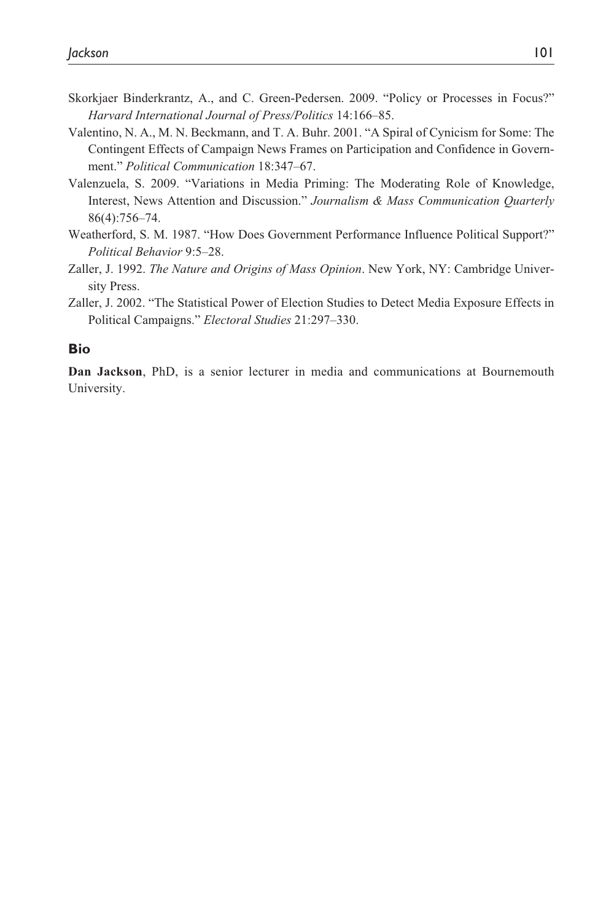Skorkjaer Binderkrantz, A., and C. Green-Pedersen. 2009. "Policy or Processes in Focus?" *Harvard International Journal of Press/Politics* 14:166–85.

Valentino, N. A., M. N. Beckmann, and T. A. Buhr. 2001. "A Spiral of Cynicism for Some: The Contingent Effects of Campaign News Frames on Participation and Confidence in Government." *Political Communication* 18:347–67.

Valenzuela, S. 2009. "Variations in Media Priming: The Moderating Role of Knowledge, Interest, News Attention and Discussion." *Journalism & Mass Communication Quarterly* 86(4):756–74.

Weatherford, S. M. 1987. "How Does Government Performance Influence Political Support?" *Political Behavior* 9:5–28.

Zaller, J. 1992. *The Nature and Origins of Mass Opinion*. New York, NY: Cambridge University Press.

Zaller, J. 2002. "The Statistical Power of Election Studies to Detect Media Exposure Effects in Political Campaigns." *Electoral Studies* 21:297–330.

## Bio

**Dan Jackson**, PhD, is a senior lecturer in media and communications at Bournemouth University.